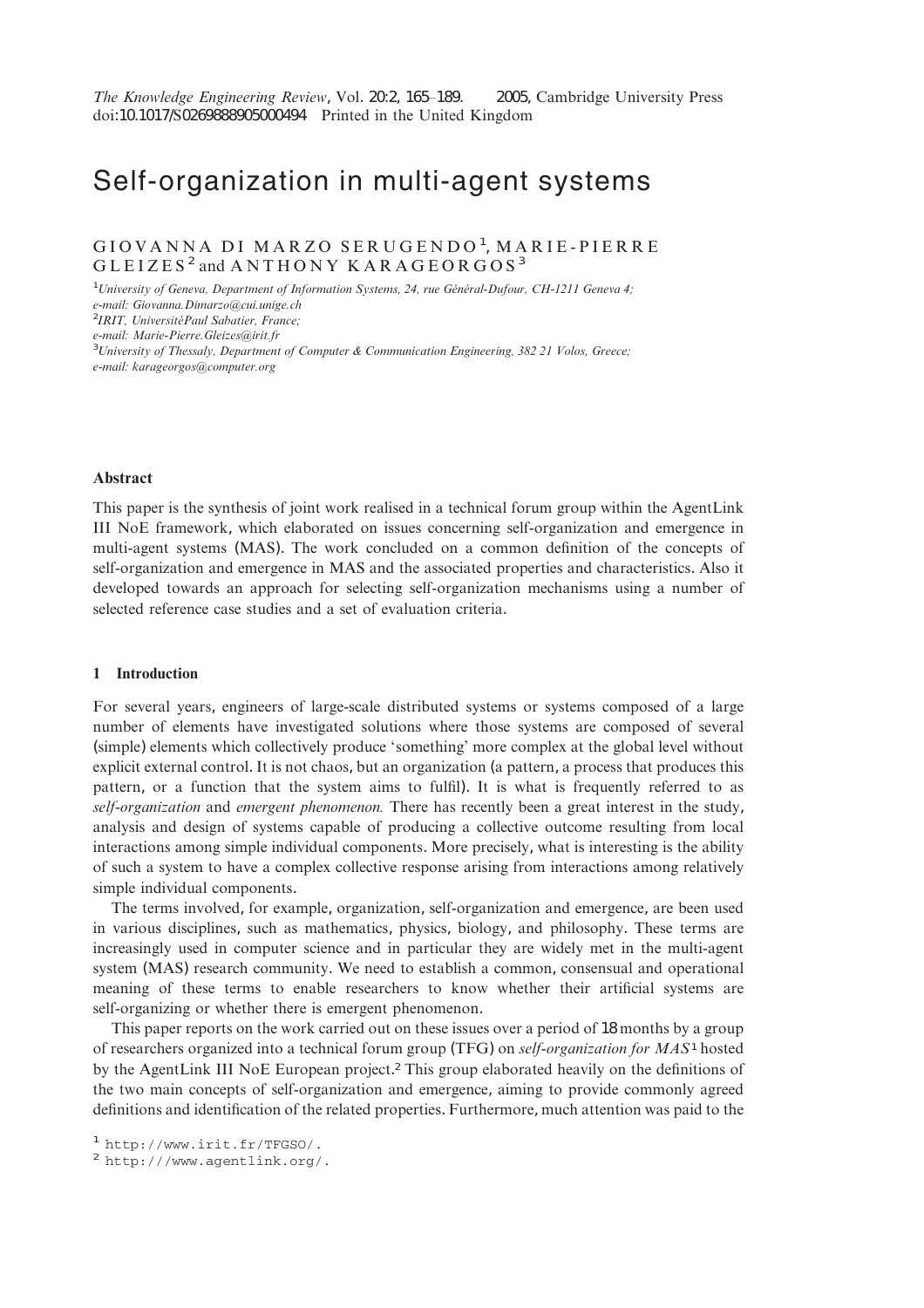# Self-organization in multi-agent systems

GIOVANNA DI MARZO SERUGENDO[1], MARIE-PIERRE GLEIZES[2] and ANTHONY KARAGEORGOS[3]

[1]*University of Geneva, Department of Information Systems, 24, rue Général-Dufour, CH-1211 Geneva 4;*
*e-mail: Giovanna.Dimarzo@cui.unige.ch*
[2]*IRIT, UniversitéPaul Sabatier, France;*
*e-mail: Marie-Pierre.Gleizes@irit.fr*
[3]*University of Thessaly, Department of Computer & Communication Engineering, 382 21 Volos, Greece;*
*e-mail: karageorgos@computer.org*

## Abstract

This paper is the synthesis of joint work realised in a technical forum group within the AgentLink III NoE framework, which elaborated on issues concerning self-organization and emergence in multi-agent systems (MAS). The work concluded on a common definition of the concepts of self-organization and emergence in MAS and the associated properties and characteristics. Also it developed towards an approach for selecting self-organization mechanisms using a number of selected reference case studies and a set of evaluation criteria.

## 1 Introduction

For several years, engineers of large-scale distributed systems or systems composed of a large number of elements have investigated solutions where those systems are composed of several (simple) elements which collectively produce 'something' more complex at the global level without explicit external control. It is not chaos, but an organization (a pattern, a process that produces this pattern, or a function that the system aims to fulfil). It is what is frequently referred to as *self-organization* and *emergent phenomenon.* There has recently been a great interest in the study, analysis and design of systems capable of producing a collective outcome resulting from local interactions among simple individual components. More precisely, what is interesting is the ability of such a system to have a complex collective response arising from interactions among relatively simple individual components.

The terms involved, for example, organization, self-organization and emergence, are been used in various disciplines, such as mathematics, physics, biology, and philosophy. These terms are increasingly used in computer science and in particular they are widely met in the multi-agent system (MAS) research community. We need to establish a common, consensual and operational meaning of these terms to enable researchers to know whether their artificial systems are self-organizing or whether there is emergent phenomenon.

This paper reports on the work carried out on these issues over a period of 18 months by a group of researchers organized into a technical forum group (TFG) on *self-organization for MAS*[1] hosted by the AgentLink III NoE European project.[2] This group elaborated heavily on the definitions of the two main concepts of self-organization and emergence, aiming to provide commonly agreed definitions and identification of the related properties. Furthermore, much attention was paid to the

[1] http://www.irit.fr/TFGSO/.
[2] http:///www.agentlink.org/.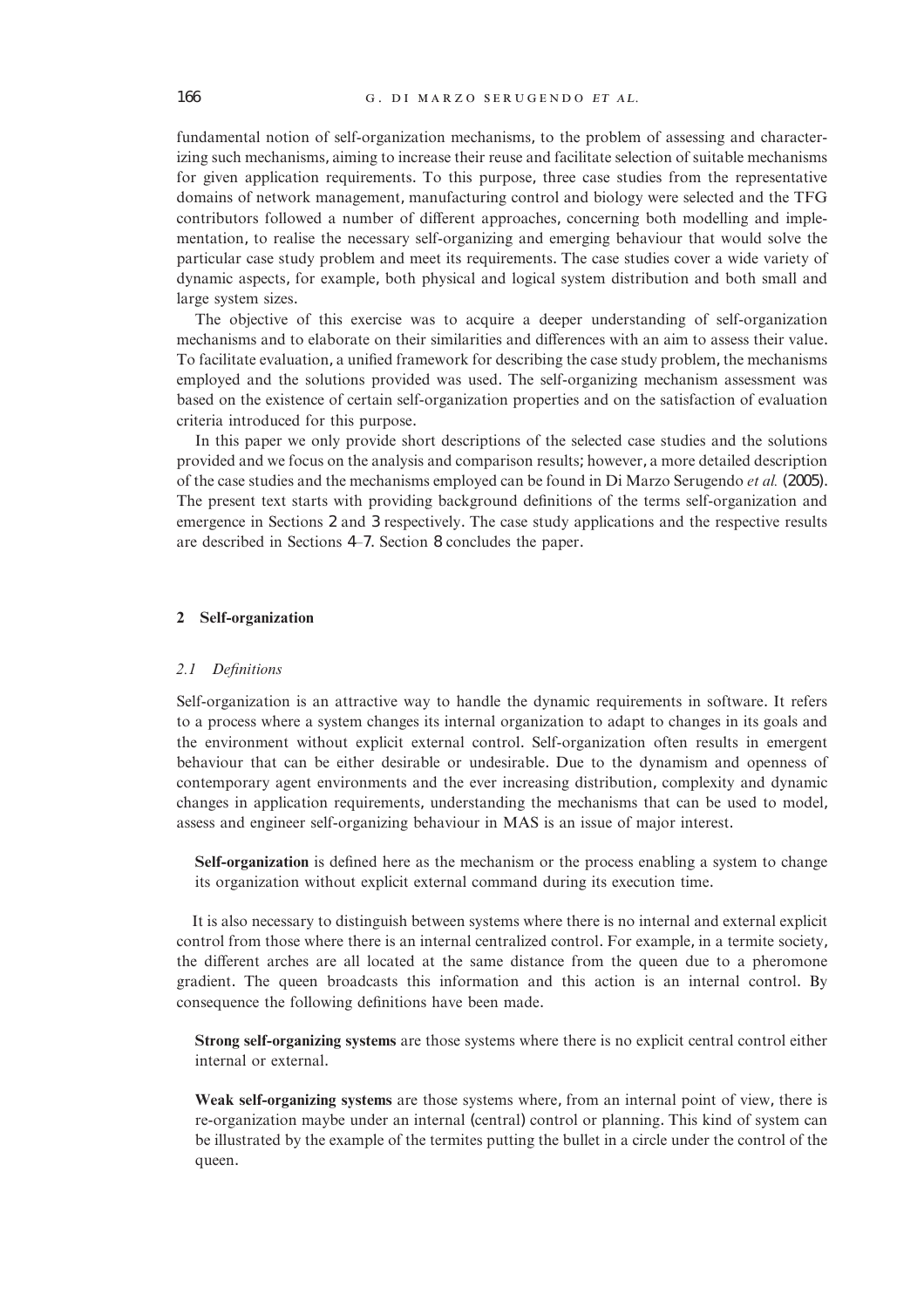fundamental notion of self-organization mechanisms, to the problem of assessing and characterizing such mechanisms, aiming to increase their reuse and facilitate selection of suitable mechanisms for given application requirements. To this purpose, three case studies from the representative domains of network management, manufacturing control and biology were selected and the TFG contributors followed a number of different approaches, concerning both modelling and implementation, to realise the necessary self-organizing and emerging behaviour that would solve the particular case study problem and meet its requirements. The case studies cover a wide variety of dynamic aspects, for example, both physical and logical system distribution and both small and large system sizes.

The objective of this exercise was to acquire a deeper understanding of self-organization mechanisms and to elaborate on their similarities and differences with an aim to assess their value. To facilitate evaluation, a unified framework for describing the case study problem, the mechanisms employed and the solutions provided was used. The self-organizing mechanism assessment was based on the existence of certain self-organization properties and on the satisfaction of evaluation criteria introduced for this purpose.

In this paper we only provide short descriptions of the selected case studies and the solutions provided and we focus on the analysis and comparison results; however, a more detailed description of the case studies and the mechanisms employed can be found in Di Marzo Serugendo *et al.* (2005). The present text starts with providing background definitions of the terms self-organization and emergence in Sections 2 and 3 respectively. The case study applications and the respective results are described in Sections 4–7. Section 8 concludes the paper.

## 2 Self-organization

### 2.1 *Definitions*

Self-organization is an attractive way to handle the dynamic requirements in software. It refers to a process where a system changes its internal organization to adapt to changes in its goals and the environment without explicit external control. Self-organization often results in emergent behaviour that can be either desirable or undesirable. Due to the dynamism and openness of contemporary agent environments and the ever increasing distribution, complexity and dynamic changes in application requirements, understanding the mechanisms that can be used to model, assess and engineer self-organizing behaviour in MAS is an issue of major interest.

> **Self-organization** is defined here as the mechanism or the process enabling a system to change its organization without explicit external command during its execution time.

It is also necessary to distinguish between systems where there is no internal and external explicit control from those where there is an internal centralized control. For example, in a termite society, the different arches are all located at the same distance from the queen due to a pheromone gradient. The queen broadcasts this information and this action is an internal control. By consequence the following definitions have been made.

> **Strong self-organizing systems** are those systems where there is no explicit central control either internal or external.

> **Weak self-organizing systems** are those systems where, from an internal point of view, there is re-organization maybe under an internal (central) control or planning. This kind of system can be illustrated by the example of the termites putting the bullet in a circle under the control of the queen.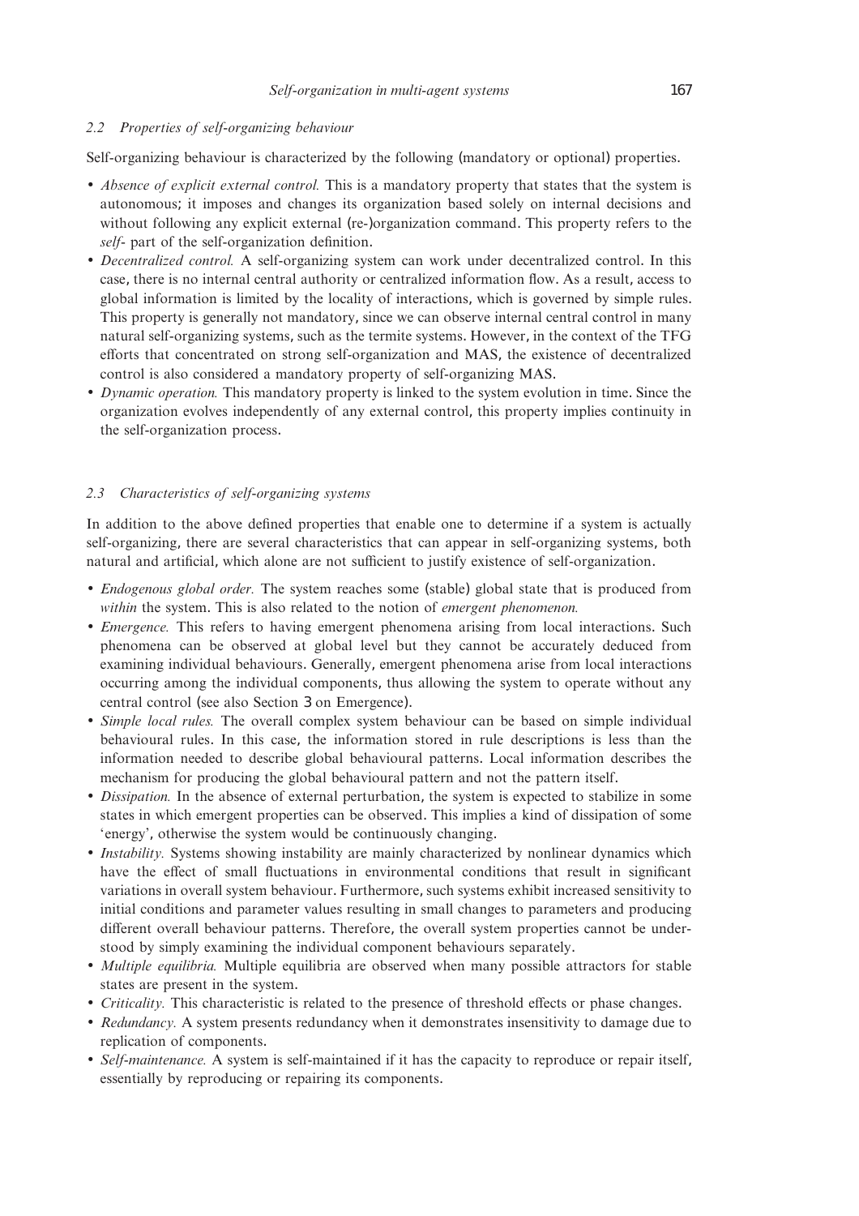### 2.2 Properties of self-organizing behaviour

Self-organizing behaviour is characterized by the following (mandatory or optional) properties.

- *Absence of explicit external control.* This is a mandatory property that states that the system is autonomous; it imposes and changes its organization based solely on internal decisions and without following any explicit external (re-)organization command. This property refers to the *self-* part of the self-organization definition.
- *Decentralized control.* A self-organizing system can work under decentralized control. In this case, there is no internal central authority or centralized information flow. As a result, access to global information is limited by the locality of interactions, which is governed by simple rules. This property is generally not mandatory, since we can observe internal central control in many natural self-organizing systems, such as the termite systems. However, in the context of the TFG efforts that concentrated on strong self-organization and MAS, the existence of decentralized control is also considered a mandatory property of self-organizing MAS.
- *Dynamic operation.* This mandatory property is linked to the system evolution in time. Since the organization evolves independently of any external control, this property implies continuity in the self-organization process.

### 2.3 Characteristics of self-organizing systems

In addition to the above defined properties that enable one to determine if a system is actually self-organizing, there are several characteristics that can appear in self-organizing systems, both natural and artificial, which alone are not sufficient to justify existence of self-organization.

- *Endogenous global order.* The system reaches some (stable) global state that is produced from *within* the system. This is also related to the notion of *emergent phenomenon.*
- *Emergence.* This refers to having emergent phenomena arising from local interactions. Such phenomena can be observed at global level but they cannot be accurately deduced from examining individual behaviours. Generally, emergent phenomena arise from local interactions occurring among the individual components, thus allowing the system to operate without any central control (see also Section 3 on Emergence).
- *Simple local rules.* The overall complex system behaviour can be based on simple individual behavioural rules. In this case, the information stored in rule descriptions is less than the information needed to describe global behavioural patterns. Local information describes the mechanism for producing the global behavioural pattern and not the pattern itself.
- *Dissipation.* In the absence of external perturbation, the system is expected to stabilize in some states in which emergent properties can be observed. This implies a kind of dissipation of some 'energy', otherwise the system would be continuously changing.
- *Instability.* Systems showing instability are mainly characterized by nonlinear dynamics which have the effect of small fluctuations in environmental conditions that result in significant variations in overall system behaviour. Furthermore, such systems exhibit increased sensitivity to initial conditions and parameter values resulting in small changes to parameters and producing different overall behaviour patterns. Therefore, the overall system properties cannot be understood by simply examining the individual component behaviours separately.
- *Multiple equilibria.* Multiple equilibria are observed when many possible attractors for stable states are present in the system.
- *Criticality.* This characteristic is related to the presence of threshold effects or phase changes.
- *Redundancy.* A system presents redundancy when it demonstrates insensitivity to damage due to replication of components.
- *Self-maintenance.* A system is self-maintained if it has the capacity to reproduce or repair itself, essentially by reproducing or repairing its components.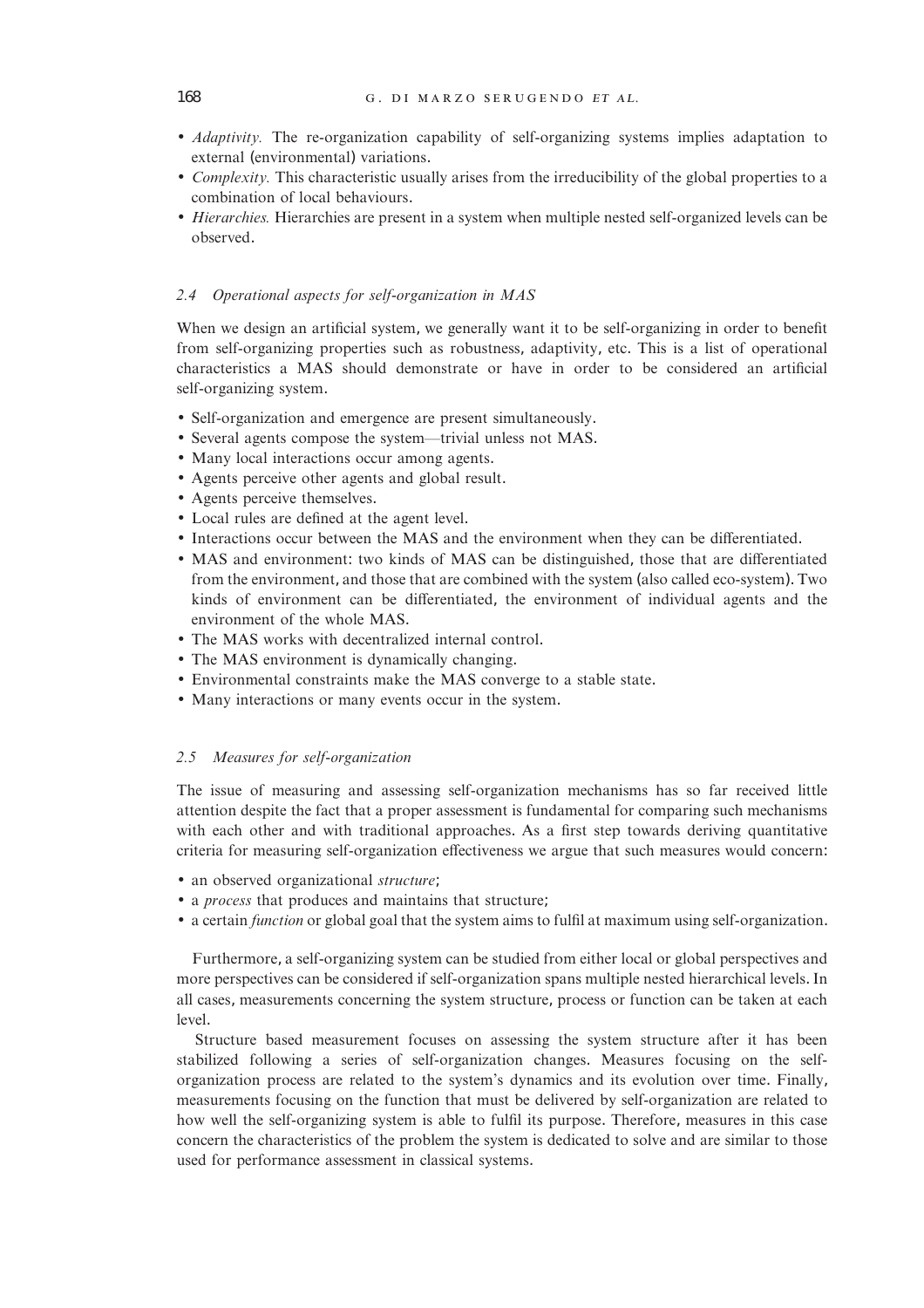- *Adaptivity.* The re-organization capability of self-organizing systems implies adaptation to external (environmental) variations.
- *Complexity.* This characteristic usually arises from the irreducibility of the global properties to a combination of local behaviours.
- *Hierarchies.* Hierarchies are present in a system when multiple nested self-organized levels can be observed.

### 2.4 Operational aspects for self-organization in MAS

When we design an artificial system, we generally want it to be self-organizing in order to benefit from self-organizing properties such as robustness, adaptivity, etc. This is a list of operational characteristics a MAS should demonstrate or have in order to be considered an artificial self-organizing system.

- Self-organization and emergence are present simultaneously.
- Several agents compose the system—trivial unless not MAS.
- Many local interactions occur among agents.
- Agents perceive other agents and global result.
- Agents perceive themselves.
- Local rules are defined at the agent level.
- Interactions occur between the MAS and the environment when they can be differentiated.
- MAS and environment: two kinds of MAS can be distinguished, those that are differentiated from the environment, and those that are combined with the system (also called eco-system). Two kinds of environment can be differentiated, the environment of individual agents and the environment of the whole MAS.
- The MAS works with decentralized internal control.
- The MAS environment is dynamically changing.
- Environmental constraints make the MAS converge to a stable state.
- Many interactions or many events occur in the system.

### 2.5 Measures for self-organization

The issue of measuring and assessing self-organization mechanisms has so far received little attention despite the fact that a proper assessment is fundamental for comparing such mechanisms with each other and with traditional approaches. As a first step towards deriving quantitative criteria for measuring self-organization effectiveness we argue that such measures would concern:

- an observed organizational *structure*;
- a *process* that produces and maintains that structure;
- a certain *function* or global goal that the system aims to fulfil at maximum using self-organization.

Furthermore, a self-organizing system can be studied from either local or global perspectives and more perspectives can be considered if self-organization spans multiple nested hierarchical levels. In all cases, measurements concerning the system structure, process or function can be taken at each level.

Structure based measurement focuses on assessing the system structure after it has been stabilized following a series of self-organization changes. Measures focusing on the self-organization process are related to the system's dynamics and its evolution over time. Finally, measurements focusing on the function that must be delivered by self-organization are related to how well the self-organizing system is able to fulfil its purpose. Therefore, measures in this case concern the characteristics of the problem the system is dedicated to solve and are similar to those used for performance assessment in classical systems.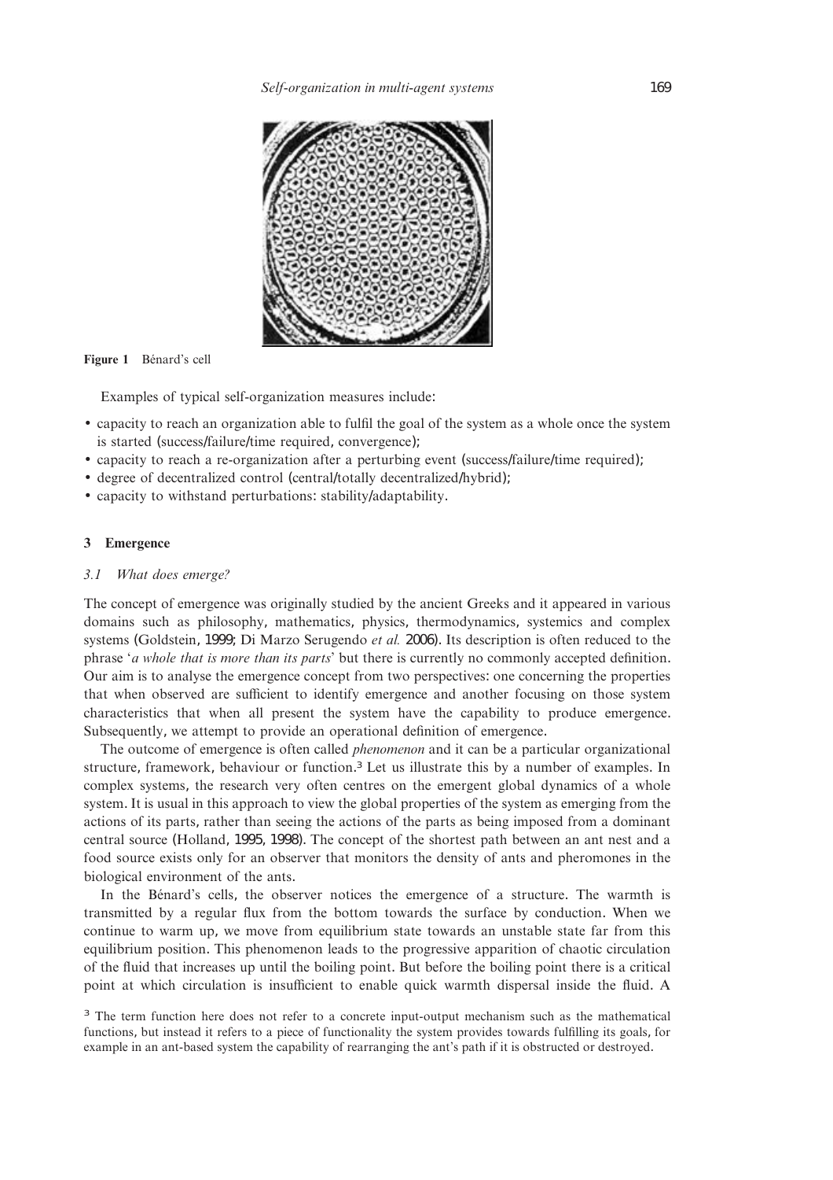Figure 1 Bénard's cell

Examples of typical self-organization measures include:

- capacity to reach an organization able to fulfil the goal of the system as a whole once the system is started (success/failure/time required, convergence);
- capacity to reach a re-organization after a perturbing event (success/failure/time required);
- degree of decentralized control (central/totally decentralized/hybrid);
- capacity to withstand perturbations: stability/adaptability.

## 3 Emergence

### 3.1 What does emerge?

The concept of emergence was originally studied by the ancient Greeks and it appeared in various domains such as philosophy, mathematics, physics, thermodynamics, systemics and complex systems (Goldstein, 1999; Di Marzo Serugendo *et al.* 2006). Its description is often reduced to the phrase '*a whole that is more than its parts*' but there is currently no commonly accepted definition. Our aim is to analyse the emergence concept from two perspectives: one concerning the properties that when observed are sufficient to identify emergence and another focusing on those system characteristics that when all present the system have the capability to produce emergence. Subsequently, we attempt to provide an operational definition of emergence.

The outcome of emergence is often called *phenomenon* and it can be a particular organizational structure, framework, behaviour or function.[3] Let us illustrate this by a number of examples. In complex systems, the research very often centres on the emergent global dynamics of a whole system. It is usual in this approach to view the global properties of the system as emerging from the actions of its parts, rather than seeing the actions of the parts as being imposed from a dominant central source (Holland, 1995, 1998). The concept of the shortest path between an ant nest and a food source exists only for an observer that monitors the density of ants and pheromones in the biological environment of the ants.

In the Bénard's cells, the observer notices the emergence of a structure. The warmth is transmitted by a regular flux from the bottom towards the surface by conduction. When we continue to warm up, we move from equilibrium state towards an unstable state far from this equilibrium position. This phenomenon leads to the progressive apparition of chaotic circulation of the fluid that increases up until the boiling point. But before the boiling point there is a critical point at which circulation is insufficient to enable quick warmth dispersal inside the fluid. A

[3] The term function here does not refer to a concrete input-output mechanism such as the mathematical functions, but instead it refers to a piece of functionality the system provides towards fulfilling its goals, for example in an ant-based system the capability of rearranging the ant's path if it is obstructed or destroyed.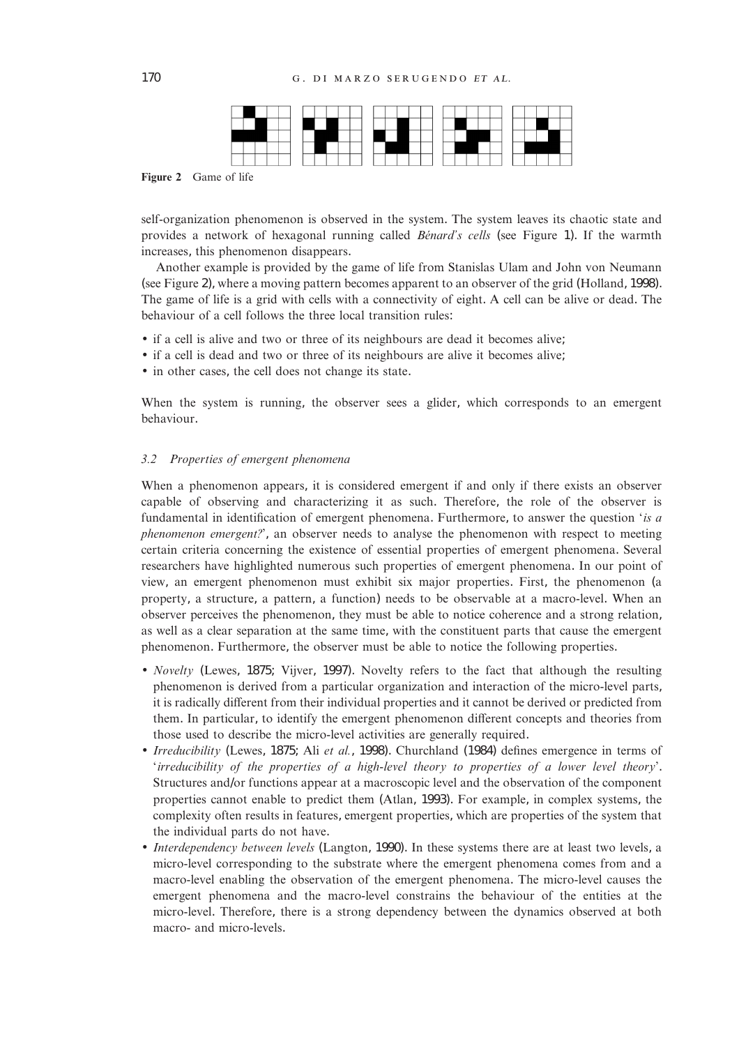Figure 2 Game of life

self-organization phenomenon is observed in the system. The system leaves its chaotic state and provides a network of hexagonal running called *Bénard's cells* (see Figure 1). If the warmth increases, this phenomenon disappears.

Another example is provided by the game of life from Stanislas Ulam and John von Neumann (see Figure 2), where a moving pattern becomes apparent to an observer of the grid (Holland, 1998). The game of life is a grid with cells with a connectivity of eight. A cell can be alive or dead. The behaviour of a cell follows the three local transition rules:

- if a cell is alive and two or three of its neighbours are dead it becomes alive;
- if a cell is dead and two or three of its neighbours are alive it becomes alive;
- in other cases, the cell does not change its state.

When the system is running, the observer sees a glider, which corresponds to an emergent behaviour.

### 3.2 Properties of emergent phenomena

When a phenomenon appears, it is considered emergent if and only if there exists an observer capable of observing and characterizing it as such. Therefore, the role of the observer is fundamental in identification of emergent phenomena. Furthermore, to answer the question '*is a phenomenon emergent?*', an observer needs to analyse the phenomenon with respect to meeting certain criteria concerning the existence of essential properties of emergent phenomena. Several researchers have highlighted numerous such properties of emergent phenomena. In our point of view, an emergent phenomenon must exhibit six major properties. First, the phenomenon (a property, a structure, a pattern, a function) needs to be observable at a macro-level. When an observer perceives the phenomenon, they must be able to notice coherence and a strong relation, as well as a clear separation at the same time, with the constituent parts that cause the emergent phenomenon. Furthermore, the observer must be able to notice the following properties.

- *Novelty* (Lewes, 1875; Vijver, 1997). Novelty refers to the fact that although the resulting phenomenon is derived from a particular organization and interaction of the micro-level parts, it is radically different from their individual properties and it cannot be derived or predicted from them. In particular, to identify the emergent phenomenon different concepts and theories from those used to describe the micro-level activities are generally required.
- *Irreducibility* (Lewes, 1875; Ali *et al.*, 1998). Churchland (1984) defines emergence in terms of '*irreducibility of the properties of a high-level theory to properties of a lower level theory*'. Structures and/or functions appear at a macroscopic level and the observation of the component properties cannot enable to predict them (Atlan, 1993). For example, in complex systems, the complexity often results in features, emergent properties, which are properties of the system that the individual parts do not have.
- *Interdependency between levels* (Langton, 1990). In these systems there are at least two levels, a micro-level corresponding to the substrate where the emergent phenomena comes from and a macro-level enabling the observation of the emergent phenomena. The micro-level causes the emergent phenomena and the macro-level constrains the behaviour of the entities at the micro-level. Therefore, there is a strong dependency between the dynamics observed at both macro- and micro-levels.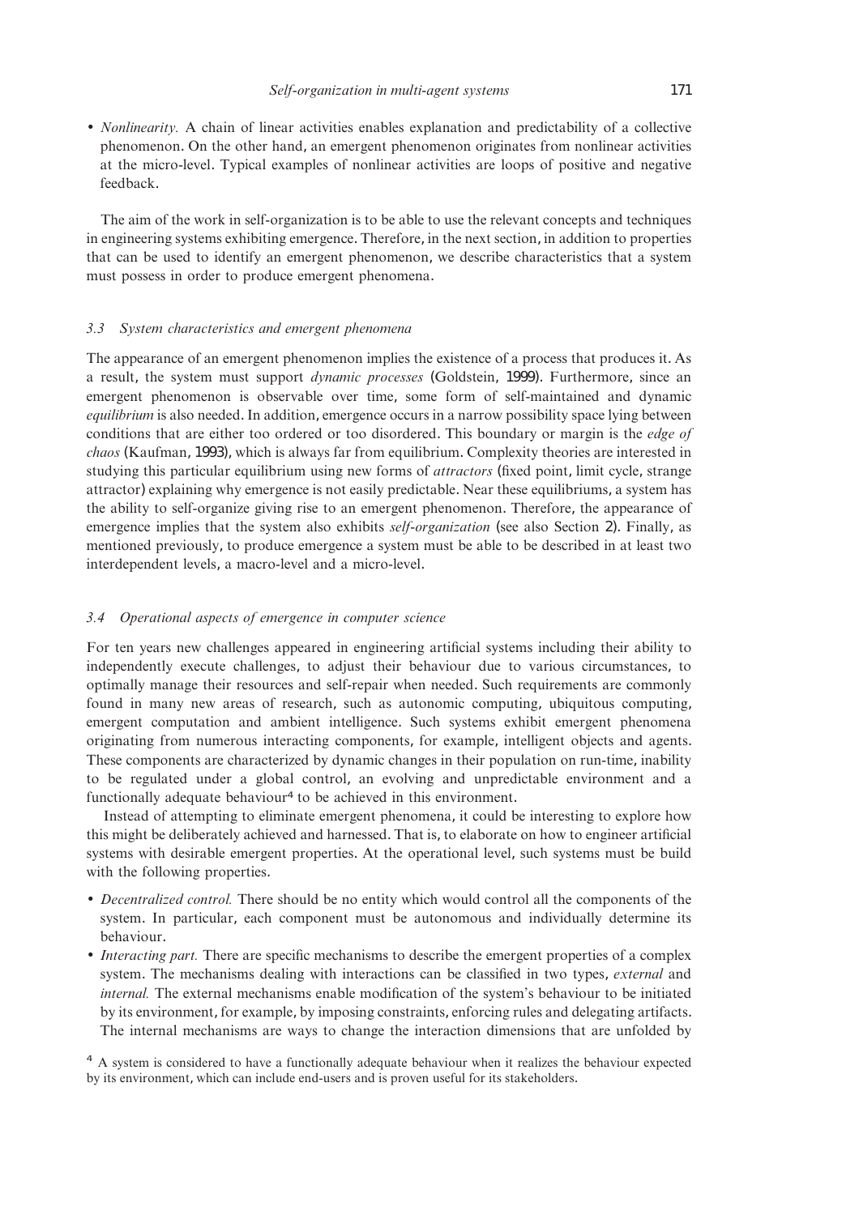- *Nonlinearity.* A chain of linear activities enables explanation and predictability of a collective phenomenon. On the other hand, an emergent phenomenon originates from nonlinear activities at the micro-level. Typical examples of nonlinear activities are loops of positive and negative feedback.

The aim of the work in self-organization is to be able to use the relevant concepts and techniques in engineering systems exhibiting emergence. Therefore, in the next section, in addition to properties that can be used to identify an emergent phenomenon, we describe characteristics that a system must possess in order to produce emergent phenomena.

### *3.3 System characteristics and emergent phenomena*

The appearance of an emergent phenomenon implies the existence of a process that produces it. As a result, the system must support *dynamic processes* (Goldstein, 1999). Furthermore, since an emergent phenomenon is observable over time, some form of self-maintained and dynamic *equilibrium* is also needed. In addition, emergence occurs in a narrow possibility space lying between conditions that are either too ordered or too disordered. This boundary or margin is the *edge of chaos* (Kaufman, 1993), which is always far from equilibrium. Complexity theories are interested in studying this particular equilibrium using new forms of *attractors* (fixed point, limit cycle, strange attractor) explaining why emergence is not easily predictable. Near these equilibriums, a system has the ability to self-organize giving rise to an emergent phenomenon. Therefore, the appearance of emergence implies that the system also exhibits *self-organization* (see also Section 2). Finally, as mentioned previously, to produce emergence a system must be able to be described in at least two interdependent levels, a macro-level and a micro-level.

### *3.4 Operational aspects of emergence in computer science*

For ten years new challenges appeared in engineering artificial systems including their ability to independently execute challenges, to adjust their behaviour due to various circumstances, to optimally manage their resources and self-repair when needed. Such requirements are commonly found in many new areas of research, such as autonomic computing, ubiquitous computing, emergent computation and ambient intelligence. Such systems exhibit emergent phenomena originating from numerous interacting components, for example, intelligent objects and agents. These components are characterized by dynamic changes in their population on run-time, inability to be regulated under a global control, an evolving and unpredictable environment and a functionally adequate behaviour[4] to be achieved in this environment.

Instead of attempting to eliminate emergent phenomena, it could be interesting to explore how this might be deliberately achieved and harnessed. That is, to elaborate on how to engineer artificial systems with desirable emergent properties. At the operational level, such systems must be build with the following properties.

- *Decentralized control.* There should be no entity which would control all the components of the system. In particular, each component must be autonomous and individually determine its behaviour.
- *Interacting part.* There are specific mechanisms to describe the emergent properties of a complex system. The mechanisms dealing with interactions can be classified in two types, *external* and *internal.* The external mechanisms enable modification of the system's behaviour to be initiated by its environment, for example, by imposing constraints, enforcing rules and delegating artifacts. The internal mechanisms are ways to change the interaction dimensions that are unfolded by

[4] A system is considered to have a functionally adequate behaviour when it realizes the behaviour expected by its environment, which can include end-users and is proven useful for its stakeholders.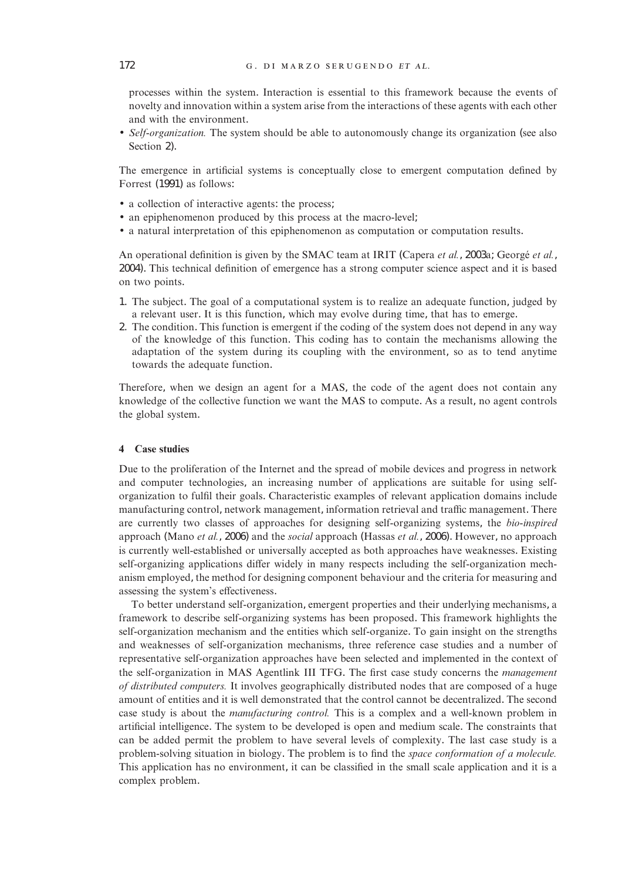processes within the system. Interaction is essential to this framework because the events of novelty and innovation within a system arise from the interactions of these agents with each other and with the environment.

- *Self-organization.* The system should be able to autonomously change its organization (see also Section 2).

The emergence in artificial systems is conceptually close to emergent computation defined by Forrest (1991) as follows:

- a collection of interactive agents: the process;
- an epiphenomenon produced by this process at the macro-level;
- a natural interpretation of this epiphenomenon as computation or computation results.

An operational definition is given by the SMAC team at IRIT (Capera *et al.*, 2003a; Georgé *et al.*, 2004). This technical definition of emergence has a strong computer science aspect and it is based on two points.

1. The subject. The goal of a computational system is to realize an adequate function, judged by a relevant user. It is this function, which may evolve during time, that has to emerge.
2. The condition. This function is emergent if the coding of the system does not depend in any way of the knowledge of this function. This coding has to contain the mechanisms allowing the adaptation of the system during its coupling with the environment, so as to tend anytime towards the adequate function.

Therefore, when we design an agent for a MAS, the code of the agent does not contain any knowledge of the collective function we want the MAS to compute. As a result, no agent controls the global system.

## 4 Case studies

Due to the proliferation of the Internet and the spread of mobile devices and progress in network and computer technologies, an increasing number of applications are suitable for using self-organization to fulfil their goals. Characteristic examples of relevant application domains include manufacturing control, network management, information retrieval and traffic management. There are currently two classes of approaches for designing self-organizing systems, the *bio-inspired* approach (Mano *et al.*, 2006) and the *social* approach (Hassas *et al.*, 2006). However, no approach is currently well-established or universally accepted as both approaches have weaknesses. Existing self-organizing applications differ widely in many respects including the self-organization mechanism employed, the method for designing component behaviour and the criteria for measuring and assessing the system's effectiveness.

To better understand self-organization, emergent properties and their underlying mechanisms, a framework to describe self-organizing systems has been proposed. This framework highlights the self-organization mechanism and the entities which self-organize. To gain insight on the strengths and weaknesses of self-organization mechanisms, three reference case studies and a number of representative self-organization approaches have been selected and implemented in the context of the self-organization in MAS Agentlink III TFG. The first case study concerns the *management of distributed computers.* It involves geographically distributed nodes that are composed of a huge amount of entities and it is well demonstrated that the control cannot be decentralized. The second case study is about the *manufacturing control.* This is a complex and a well-known problem in artificial intelligence. The system to be developed is open and medium scale. The constraints that can be added permit the problem to have several levels of complexity. The last case study is a problem-solving situation in biology. The problem is to find the *space conformation of a molecule.* This application has no environment, it can be classified in the small scale application and it is a complex problem.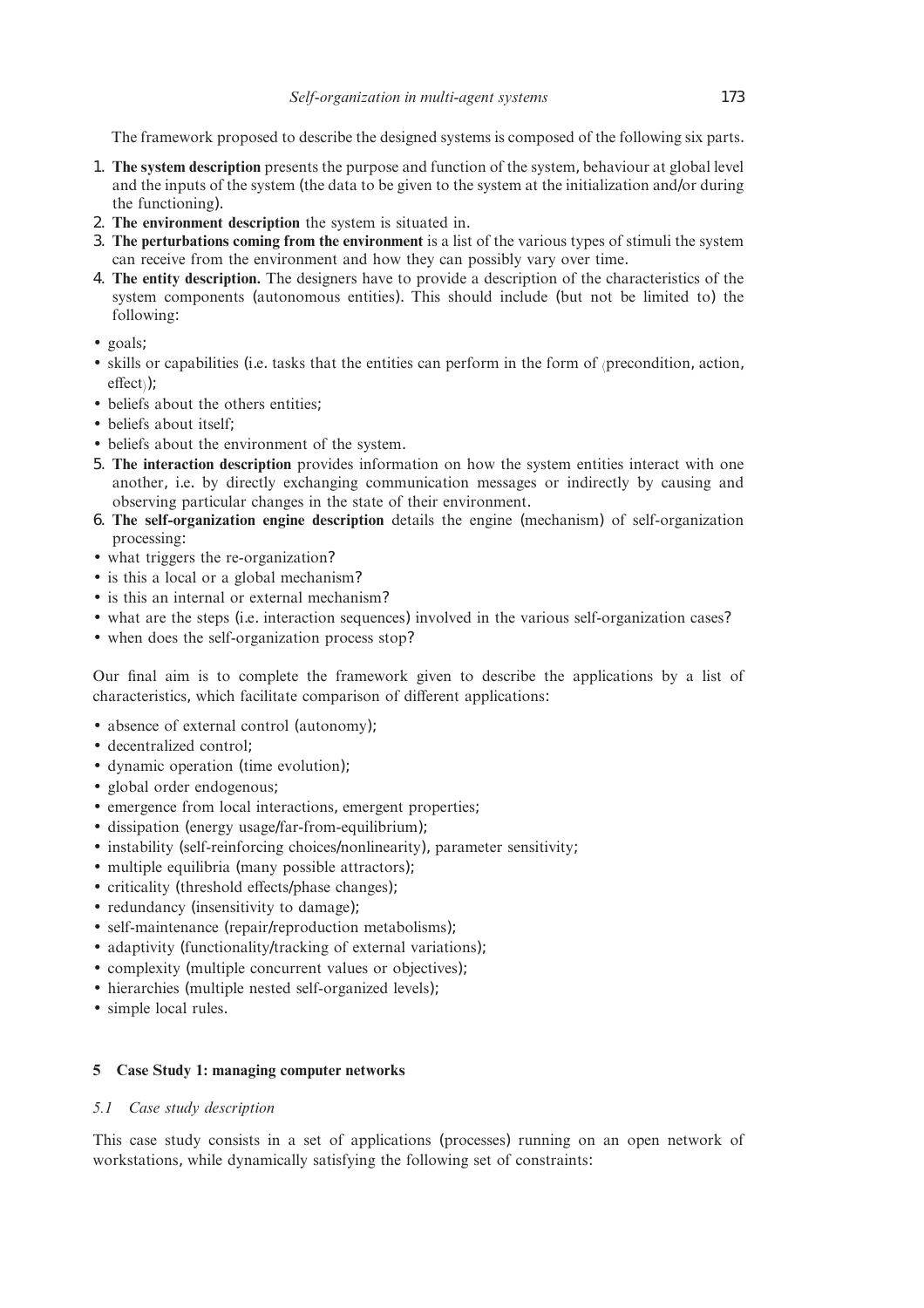The framework proposed to describe the designed systems is composed of the following six parts.

1. **The system description** presents the purpose and function of the system, behaviour at global level and the inputs of the system (the data to be given to the system at the initialization and/or during the functioning).
2. **The environment description** the system is situated in.
3. **The perturbations coming from the environment** is a list of the various types of stimuli the system can receive from the environment and how they can possibly vary over time.
4. **The entity description.** The designers have to provide a description of the characteristics of the system components (autonomous entities). This should include (but not be limited to) the following:

- goals;
- skills or capabilities (i.e. tasks that the entities can perform in the form of ⟨precondition, action, effect⟩);
- beliefs about the others entities;
- beliefs about itself;
- beliefs about the environment of the system.

5. **The interaction description** provides information on how the system entities interact with one another, i.e. by directly exchanging communication messages or indirectly by causing and observing particular changes in the state of their environment.
6. **The self-organization engine description** details the engine (mechanism) of self-organization processing:

- what triggers the re-organization?
- is this a local or a global mechanism?
- is this an internal or external mechanism?
- what are the steps (i.e. interaction sequences) involved in the various self-organization cases?
- when does the self-organization process stop?

Our final aim is to complete the framework given to describe the applications by a list of characteristics, which facilitate comparison of different applications:

- absence of external control (autonomy);
- decentralized control;
- dynamic operation (time evolution);
- global order endogenous;
- emergence from local interactions, emergent properties;
- dissipation (energy usage/far-from-equilibrium);
- instability (self-reinforcing choices/nonlinearity), parameter sensitivity;
- multiple equilibria (many possible attractors);
- criticality (threshold effects/phase changes);
- redundancy (insensitivity to damage);
- self-maintenance (repair/reproduction metabolisms);
- adaptivity (functionality/tracking of external variations);
- complexity (multiple concurrent values or objectives);
- hierarchies (multiple nested self-organized levels);
- simple local rules.

## 5 Case Study 1: managing computer networks

### *5.1 Case study description*

This case study consists in a set of applications (processes) running on an open network of workstations, while dynamically satisfying the following set of constraints: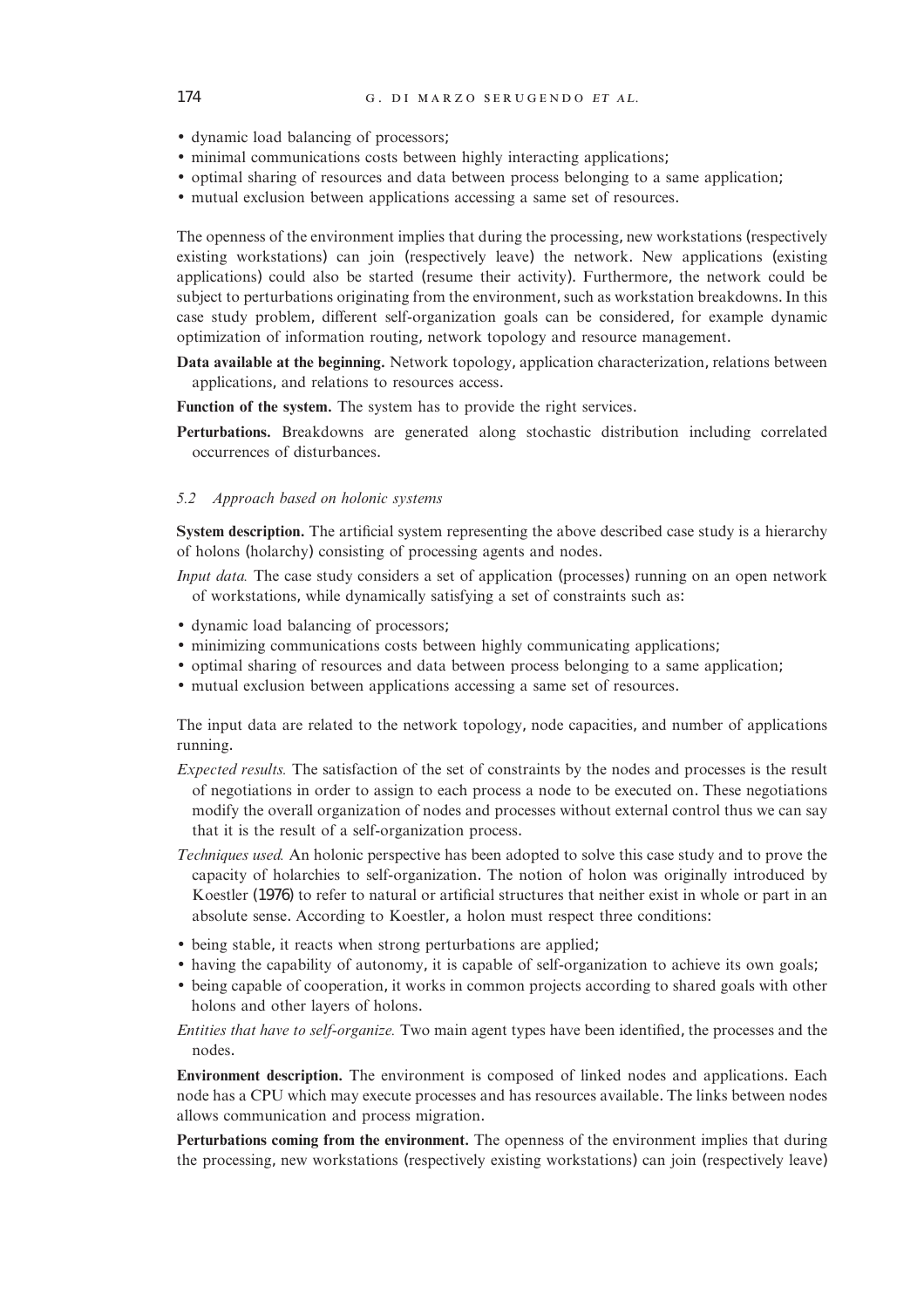- dynamic load balancing of processors;
- minimal communications costs between highly interacting applications;
- optimal sharing of resources and data between process belonging to a same application;
- mutual exclusion between applications accessing a same set of resources.

The openness of the environment implies that during the processing, new workstations (respectively existing workstations) can join (respectively leave) the network. New applications (existing applications) could also be started (resume their activity). Furthermore, the network could be subject to perturbations originating from the environment, such as workstation breakdowns. In this case study problem, different self-organization goals can be considered, for example dynamic optimization of information routing, network topology and resource management.

**Data available at the beginning.** Network topology, application characterization, relations between applications, and relations to resources access.

**Function of the system.** The system has to provide the right services.

**Perturbations.** Breakdowns are generated along stochastic distribution including correlated occurrences of disturbances.

### *5.2 Approach based on holonic systems*

**System description.** The artificial system representing the above described case study is a hierarchy of holons (holarchy) consisting of processing agents and nodes.

*Input data.* The case study considers a set of application (processes) running on an open network of workstations, while dynamically satisfying a set of constraints such as:

- dynamic load balancing of processors;
- minimizing communications costs between highly communicating applications;
- optimal sharing of resources and data between process belonging to a same application;
- mutual exclusion between applications accessing a same set of resources.

The input data are related to the network topology, node capacities, and number of applications running.

*Expected results.* The satisfaction of the set of constraints by the nodes and processes is the result of negotiations in order to assign to each process a node to be executed on. These negotiations modify the overall organization of nodes and processes without external control thus we can say that it is the result of a self-organization process.

*Techniques used.* An holonic perspective has been adopted to solve this case study and to prove the capacity of holarchies to self-organization. The notion of holon was originally introduced by Koestler (1976) to refer to natural or artificial structures that neither exist in whole or part in an absolute sense. According to Koestler, a holon must respect three conditions:

- being stable, it reacts when strong perturbations are applied;
- having the capability of autonomy, it is capable of self-organization to achieve its own goals;
- being capable of cooperation, it works in common projects according to shared goals with other holons and other layers of holons.

*Entities that have to self-organize.* Two main agent types have been identified, the processes and the nodes.

**Environment description.** The environment is composed of linked nodes and applications. Each node has a CPU which may execute processes and has resources available. The links between nodes allows communication and process migration.

**Perturbations coming from the environment.** The openness of the environment implies that during the processing, new workstations (respectively existing workstations) can join (respectively leave)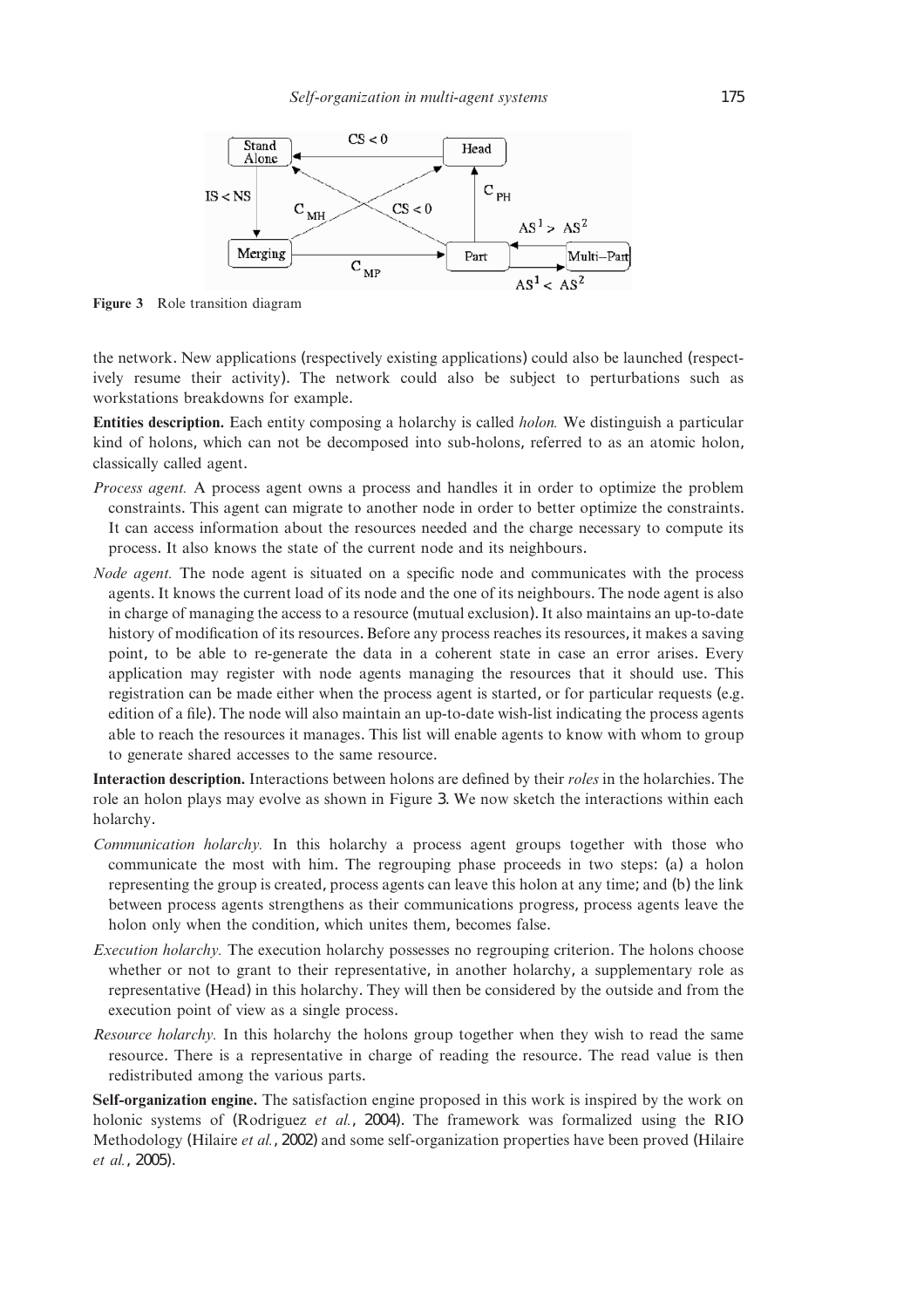Figure 3 Role transition diagram

the network. New applications (respectively existing applications) could also be launched (respectively resume their activity). The network could also be subject to perturbations such as workstations breakdowns for example.

**Entities description.** Each entity composing a holarchy is called *holon.* We distinguish a particular kind of holons, which can not be decomposed into sub-holons, referred to as an atomic holon, classically called agent.

*Process agent.* A process agent owns a process and handles it in order to optimize the problem constraints. This agent can migrate to another node in order to better optimize the constraints. It can access information about the resources needed and the charge necessary to compute its process. It also knows the state of the current node and its neighbours.

*Node agent.* The node agent is situated on a specific node and communicates with the process agents. It knows the current load of its node and the one of its neighbours. The node agent is also in charge of managing the access to a resource (mutual exclusion). It also maintains an up-to-date history of modification of its resources. Before any process reaches its resources, it makes a saving point, to be able to re-generate the data in a coherent state in case an error arises. Every application may register with node agents managing the resources that it should use. This registration can be made either when the process agent is started, or for particular requests (e.g. edition of a file). The node will also maintain an up-to-date wish-list indicating the process agents able to reach the resources it manages. This list will enable agents to know with whom to group to generate shared accesses to the same resource.

**Interaction description.** Interactions between holons are defined by their *roles* in the holarchies. The role an holon plays may evolve as shown in Figure 3. We now sketch the interactions within each holarchy.

*Communication holarchy.* In this holarchy a process agent groups together with those who communicate the most with him. The regrouping phase proceeds in two steps: (a) a holon representing the group is created, process agents can leave this holon at any time; and (b) the link between process agents strengthens as their communications progress, process agents leave the holon only when the condition, which unites them, becomes false.

*Execution holarchy.* The execution holarchy possesses no regrouping criterion. The holons choose whether or not to grant to their representative, in another holarchy, a supplementary role as representative (Head) in this holarchy. They will then be considered by the outside and from the execution point of view as a single process.

*Resource holarchy.* In this holarchy the holons group together when they wish to read the same resource. There is a representative in charge of reading the resource. The read value is then redistributed among the various parts.

**Self-organization engine.** The satisfaction engine proposed in this work is inspired by the work on holonic systems of (Rodriguez *et al.*, 2004). The framework was formalized using the RIO Methodology (Hilaire *et al.*, 2002) and some self-organization properties have been proved (Hilaire *et al.*, 2005).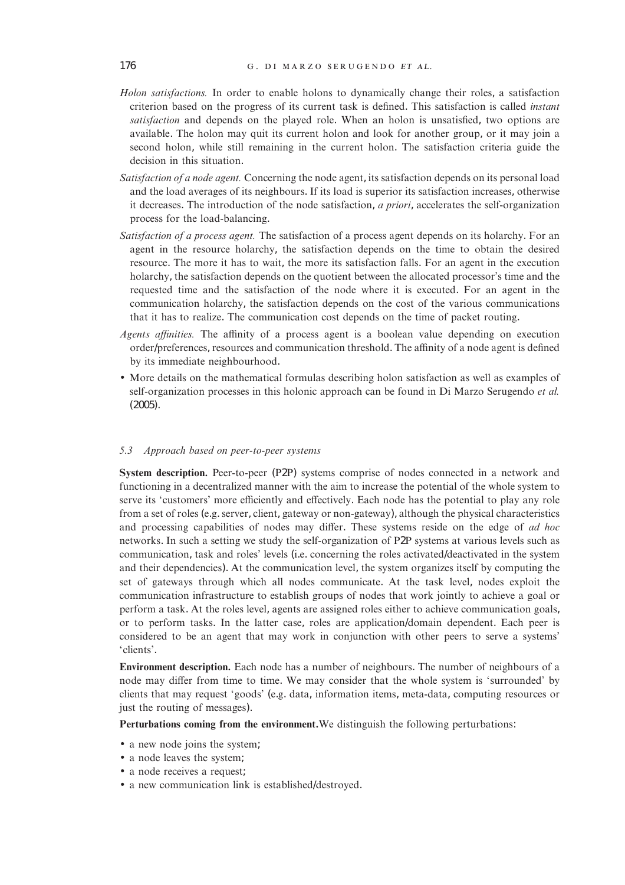*Holon satisfactions.* In order to enable holons to dynamically change their roles, a satisfaction criterion based on the progress of its current task is defined. This satisfaction is called *instant satisfaction* and depends on the played role. When an holon is unsatisfied, two options are available. The holon may quit its current holon and look for another group, or it may join a second holon, while still remaining in the current holon. The satisfaction criteria guide the decision in this situation.

*Satisfaction of a node agent.* Concerning the node agent, its satisfaction depends on its personal load and the load averages of its neighbours. If its load is superior its satisfaction increases, otherwise it decreases. The introduction of the node satisfaction, *a priori*, accelerates the self-organization process for the load-balancing.

*Satisfaction of a process agent.* The satisfaction of a process agent depends on its holarchy. For an agent in the resource holarchy, the satisfaction depends on the time to obtain the desired resource. The more it has to wait, the more its satisfaction falls. For an agent in the execution holarchy, the satisfaction depends on the quotient between the allocated processor's time and the requested time and the satisfaction of the node where it is executed. For an agent in the communication holarchy, the satisfaction depends on the cost of the various communications that it has to realize. The communication cost depends on the time of packet routing.

*Agents affinities.* The affinity of a process agent is a boolean value depending on execution order/preferences, resources and communication threshold. The affinity of a node agent is defined by its immediate neighbourhood.

- More details on the mathematical formulas describing holon satisfaction as well as examples of self-organization processes in this holonic approach can be found in Di Marzo Serugendo *et al.* (2005).

### 5.3 Approach based on peer-to-peer systems

**System description.** Peer-to-peer (P2P) systems comprise of nodes connected in a network and functioning in a decentralized manner with the aim to increase the potential of the whole system to serve its 'customers' more efficiently and effectively. Each node has the potential to play any role from a set of roles (e.g. server, client, gateway or non-gateway), although the physical characteristics and processing capabilities of nodes may differ. These systems reside on the edge of *ad hoc* networks. In such a setting we study the self-organization of P2P systems at various levels such as communication, task and roles' levels (i.e. concerning the roles activated/deactivated in the system and their dependencies). At the communication level, the system organizes itself by computing the set of gateways through which all nodes communicate. At the task level, nodes exploit the communication infrastructure to establish groups of nodes that work jointly to achieve a goal or perform a task. At the roles level, agents are assigned roles either to achieve communication goals, or to perform tasks. In the latter case, roles are application/domain dependent. Each peer is considered to be an agent that may work in conjunction with other peers to serve a systems' 'clients'.

**Environment description.** Each node has a number of neighbours. The number of neighbours of a node may differ from time to time. We may consider that the whole system is 'surrounded' by clients that may request 'goods' (e.g. data, information items, meta-data, computing resources or just the routing of messages).

**Perturbations coming from the environment.** We distinguish the following perturbations:

- a new node joins the system;
- a node leaves the system;
- a node receives a request;
- a new communication link is established/destroyed.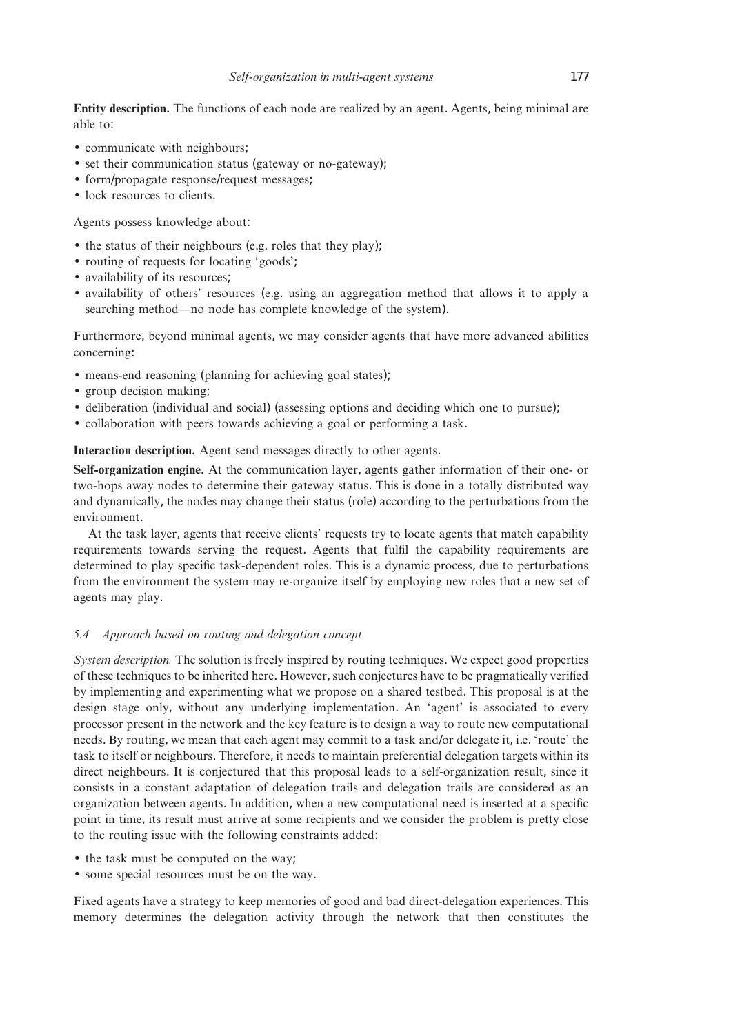**Entity description.** The functions of each node are realized by an agent. Agents, being minimal are able to:

- communicate with neighbours;
- set their communication status (gateway or no-gateway);
- form/propagate response/request messages;
- lock resources to clients.

Agents possess knowledge about:

- the status of their neighbours (e.g. roles that they play);
- routing of requests for locating 'goods';
- availability of its resources;
- availability of others' resources (e.g. using an aggregation method that allows it to apply a searching method—no node has complete knowledge of the system).

Furthermore, beyond minimal agents, we may consider agents that have more advanced abilities concerning:

- means-end reasoning (planning for achieving goal states);
- group decision making;
- deliberation (individual and social) (assessing options and deciding which one to pursue);
- collaboration with peers towards achieving a goal or performing a task.

**Interaction description.** Agent send messages directly to other agents.

**Self-organization engine.** At the communication layer, agents gather information of their one- or two-hops away nodes to determine their gateway status. This is done in a totally distributed way and dynamically, the nodes may change their status (role) according to the perturbations from the environment.

At the task layer, agents that receive clients' requests try to locate agents that match capability requirements towards serving the request. Agents that fulfil the capability requirements are determined to play specific task-dependent roles. This is a dynamic process, due to perturbations from the environment the system may re-organize itself by employing new roles that a new set of agents may play.

### *5.4 Approach based on routing and delegation concept*

*System description.* The solution is freely inspired by routing techniques. We expect good properties of these techniques to be inherited here. However, such conjectures have to be pragmatically verified by implementing and experimenting what we propose on a shared testbed. This proposal is at the design stage only, without any underlying implementation. An 'agent' is associated to every processor present in the network and the key feature is to design a way to route new computational needs. By routing, we mean that each agent may commit to a task and/or delegate it, i.e. 'route' the task to itself or neighbours. Therefore, it needs to maintain preferential delegation targets within its direct neighbours. It is conjectured that this proposal leads to a self-organization result, since it consists in a constant adaptation of delegation trails and delegation trails are considered as an organization between agents. In addition, when a new computational need is inserted at a specific point in time, its result must arrive at some recipients and we consider the problem is pretty close to the routing issue with the following constraints added:

- the task must be computed on the way;
- some special resources must be on the way.

Fixed agents have a strategy to keep memories of good and bad direct-delegation experiences. This memory determines the delegation activity through the network that then constitutes the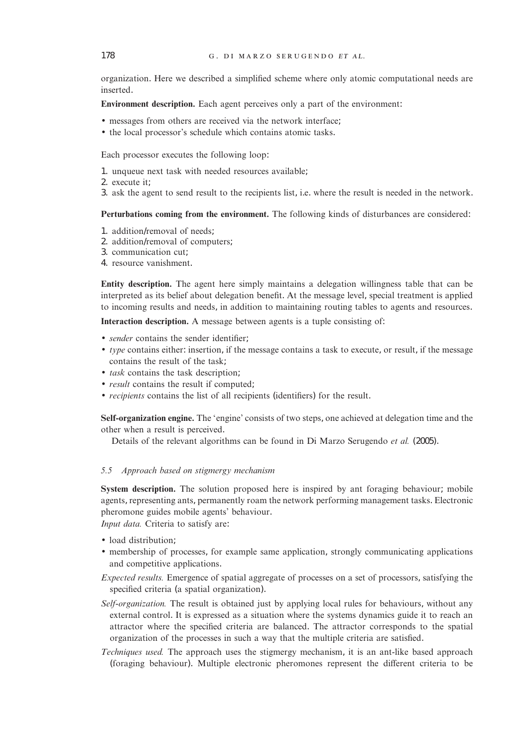organization. Here we described a simplified scheme where only atomic computational needs are inserted.

**Environment description.** Each agent perceives only a part of the environment:

- messages from others are received via the network interface;
- the local processor's schedule which contains atomic tasks.

Each processor executes the following loop:

1. unqueue next task with needed resources available;
2. execute it;
3. ask the agent to send result to the recipients list, i.e. where the result is needed in the network.

**Perturbations coming from the environment.** The following kinds of disturbances are considered:

1. addition/removal of needs;
2. addition/removal of computers;
3. communication cut;
4. resource vanishment.

**Entity description.** The agent here simply maintains a delegation willingness table that can be interpreted as its belief about delegation benefit. At the message level, special treatment is applied to incoming results and needs, in addition to maintaining routing tables to agents and resources.

**Interaction description.** A message between agents is a tuple consisting of:

- *sender* contains the sender identifier;
- *type* contains either: insertion, if the message contains a task to execute, or result, if the message contains the result of the task;
- *task* contains the task description;
- *result* contains the result if computed;
- *recipients* contains the list of all recipients (identifiers) for the result.

**Self-organization engine.** The 'engine' consists of two steps, one achieved at delegation time and the other when a result is perceived.

Details of the relevant algorithms can be found in Di Marzo Serugendo *et al.* (2005).

### 5.5 Approach based on stigmergy mechanism

**System description.** The solution proposed here is inspired by ant foraging behaviour; mobile agents, representing ants, permanently roam the network performing management tasks. Electronic pheromone guides mobile agents' behaviour.

*Input data.* Criteria to satisfy are:

- load distribution;
- membership of processes, for example same application, strongly communicating applications and competitive applications.

*Expected results.* Emergence of spatial aggregate of processes on a set of processors, satisfying the specified criteria (a spatial organization).

*Self-organization.* The result is obtained just by applying local rules for behaviours, without any external control. It is expressed as a situation where the systems dynamics guide it to reach an attractor where the specified criteria are balanced. The attractor corresponds to the spatial organization of the processes in such a way that the multiple criteria are satisfied.

*Techniques used.* The approach uses the stigmergy mechanism, it is an ant-like based approach (foraging behaviour). Multiple electronic pheromones represent the different criteria to be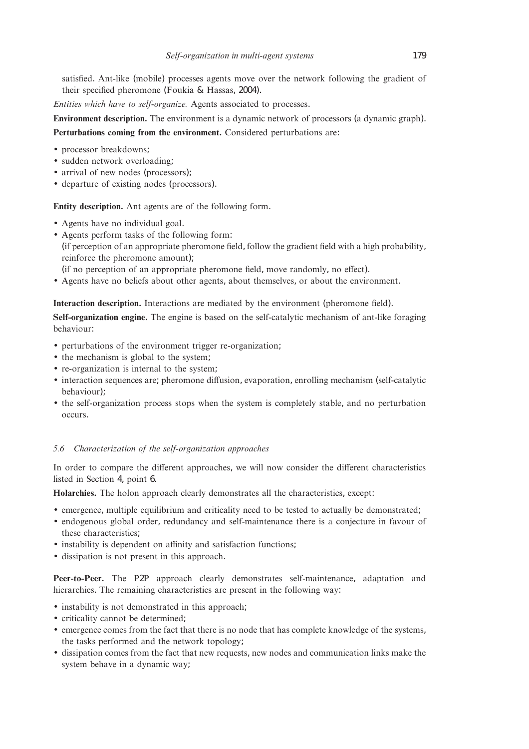satisfied. Ant-like (mobile) processes agents move over the network following the gradient of their specified pheromone (Foukia & Hassas, 2004).

*Entities which have to self-organize.* Agents associated to processes.

**Environment description.** The environment is a dynamic network of processors (a dynamic graph).

**Perturbations coming from the environment.** Considered perturbations are:

- processor breakdowns;
- sudden network overloading;
- arrival of new nodes (processors);
- departure of existing nodes (processors).

**Entity description.** Ant agents are of the following form.

- Agents have no individual goal.
- Agents perform tasks of the following form:
  (if perception of an appropriate pheromone field, follow the gradient field with a high probability, reinforce the pheromone amount);
  (if no perception of an appropriate pheromone field, move randomly, no effect).
- Agents have no beliefs about other agents, about themselves, or about the environment.

**Interaction description.** Interactions are mediated by the environment (pheromone field).

**Self-organization engine.** The engine is based on the self-catalytic mechanism of ant-like foraging behaviour:

- perturbations of the environment trigger re-organization;
- the mechanism is global to the system;
- re-organization is internal to the system;
- interaction sequences are; pheromone diffusion, evaporation, enrolling mechanism (self-catalytic behaviour);
- the self-organization process stops when the system is completely stable, and no perturbation occurs.

### *5.6 Characterization of the self-organization approaches*

In order to compare the different approaches, we will now consider the different characteristics listed in Section 4, point 6.

**Holarchies.** The holon approach clearly demonstrates all the characteristics, except:

- emergence, multiple equilibrium and criticality need to be tested to actually be demonstrated;
- endogenous global order, redundancy and self-maintenance there is a conjecture in favour of these characteristics;
- instability is dependent on affinity and satisfaction functions;
- dissipation is not present in this approach.

**Peer-to-Peer.** The P2P approach clearly demonstrates self-maintenance, adaptation and hierarchies. The remaining characteristics are present in the following way:

- instability is not demonstrated in this approach;
- criticality cannot be determined;
- emergence comes from the fact that there is no node that has complete knowledge of the systems, the tasks performed and the network topology;
- dissipation comes from the fact that new requests, new nodes and communication links make the system behave in a dynamic way;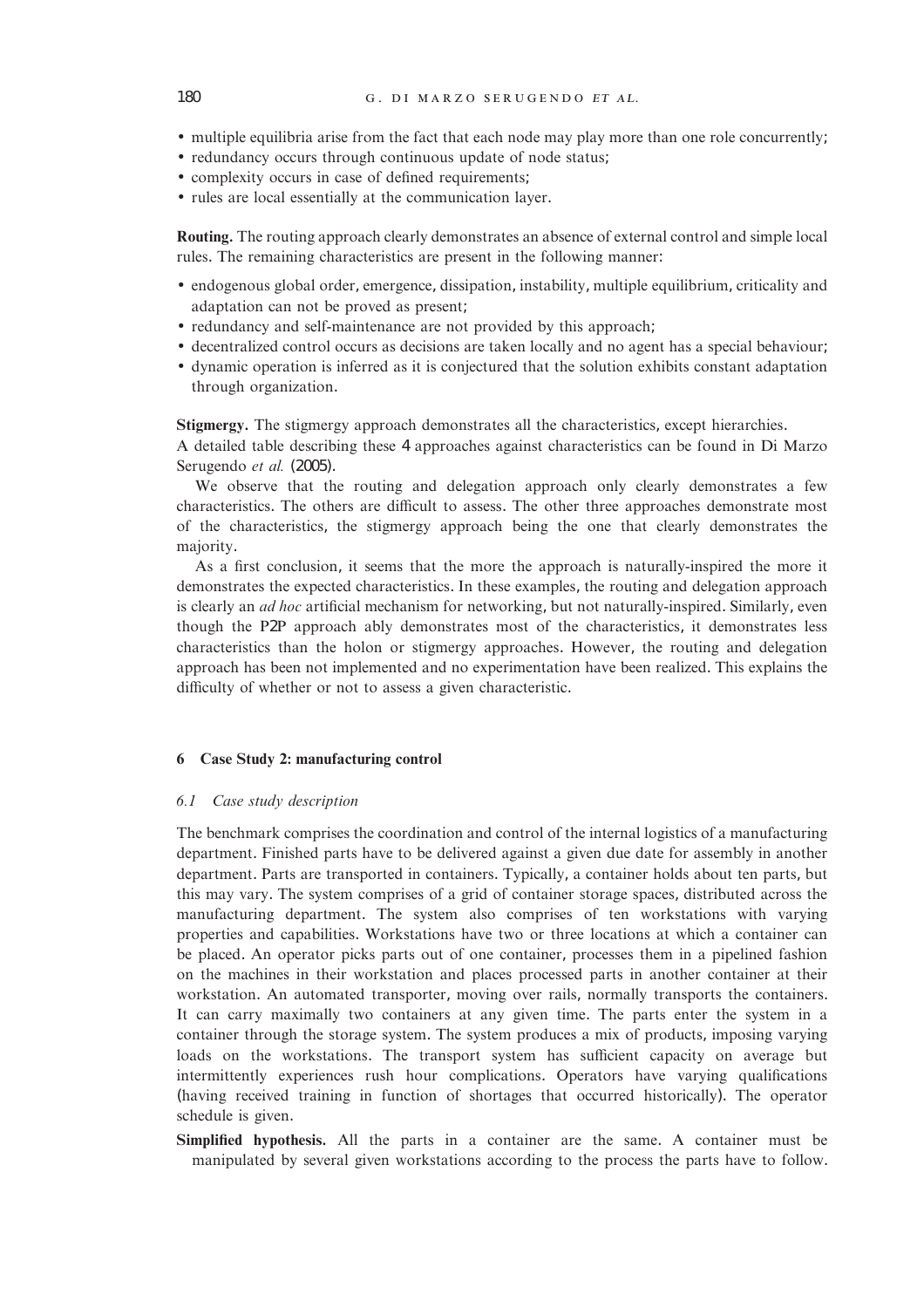- multiple equilibria arise from the fact that each node may play more than one role concurrently;
- redundancy occurs through continuous update of node status;
- complexity occurs in case of defined requirements;
- rules are local essentially at the communication layer.

**Routing.** The routing approach clearly demonstrates an absence of external control and simple local rules. The remaining characteristics are present in the following manner:

- endogenous global order, emergence, dissipation, instability, multiple equilibrium, criticality and adaptation can not be proved as present;
- redundancy and self-maintenance are not provided by this approach;
- decentralized control occurs as decisions are taken locally and no agent has a special behaviour;
- dynamic operation is inferred as it is conjectured that the solution exhibits constant adaptation through organization.

**Stigmergy.** The stigmergy approach demonstrates all the characteristics, except hierarchies.

A detailed table describing these 4 approaches against characteristics can be found in Di Marzo Serugendo *et al.* (2005).

We observe that the routing and delegation approach only clearly demonstrates a few characteristics. The others are difficult to assess. The other three approaches demonstrate most of the characteristics, the stigmergy approach being the one that clearly demonstrates the majority.

As a first conclusion, it seems that the more the approach is naturally-inspired the more it demonstrates the expected characteristics. In these examples, the routing and delegation approach is clearly an *ad hoc* artificial mechanism for networking, but not naturally-inspired. Similarly, even though the P2P approach ably demonstrates most of the characteristics, it demonstrates less characteristics than the holon or stigmergy approaches. However, the routing and delegation approach has been not implemented and no experimentation have been realized. This explains the difficulty of whether or not to assess a given characteristic.

## 6 Case Study 2: manufacturing control

### 6.1 Case study description

The benchmark comprises the coordination and control of the internal logistics of a manufacturing department. Finished parts have to be delivered against a given due date for assembly in another department. Parts are transported in containers. Typically, a container holds about ten parts, but this may vary. The system comprises of a grid of container storage spaces, distributed across the manufacturing department. The system also comprises of ten workstations with varying properties and capabilities. Workstations have two or three locations at which a container can be placed. An operator picks parts out of one container, processes them in a pipelined fashion on the machines in their workstation and places processed parts in another container at their workstation. An automated transporter, moving over rails, normally transports the containers. It can carry maximally two containers at any given time. The parts enter the system in a container through the storage system. The system produces a mix of products, imposing varying loads on the workstations. The transport system has sufficient capacity on average but intermittently experiences rush hour complications. Operators have varying qualifications (having received training in function of shortages that occurred historically). The operator schedule is given.

**Simplified hypothesis.** All the parts in a container are the same. A container must be manipulated by several given workstations according to the process the parts have to follow.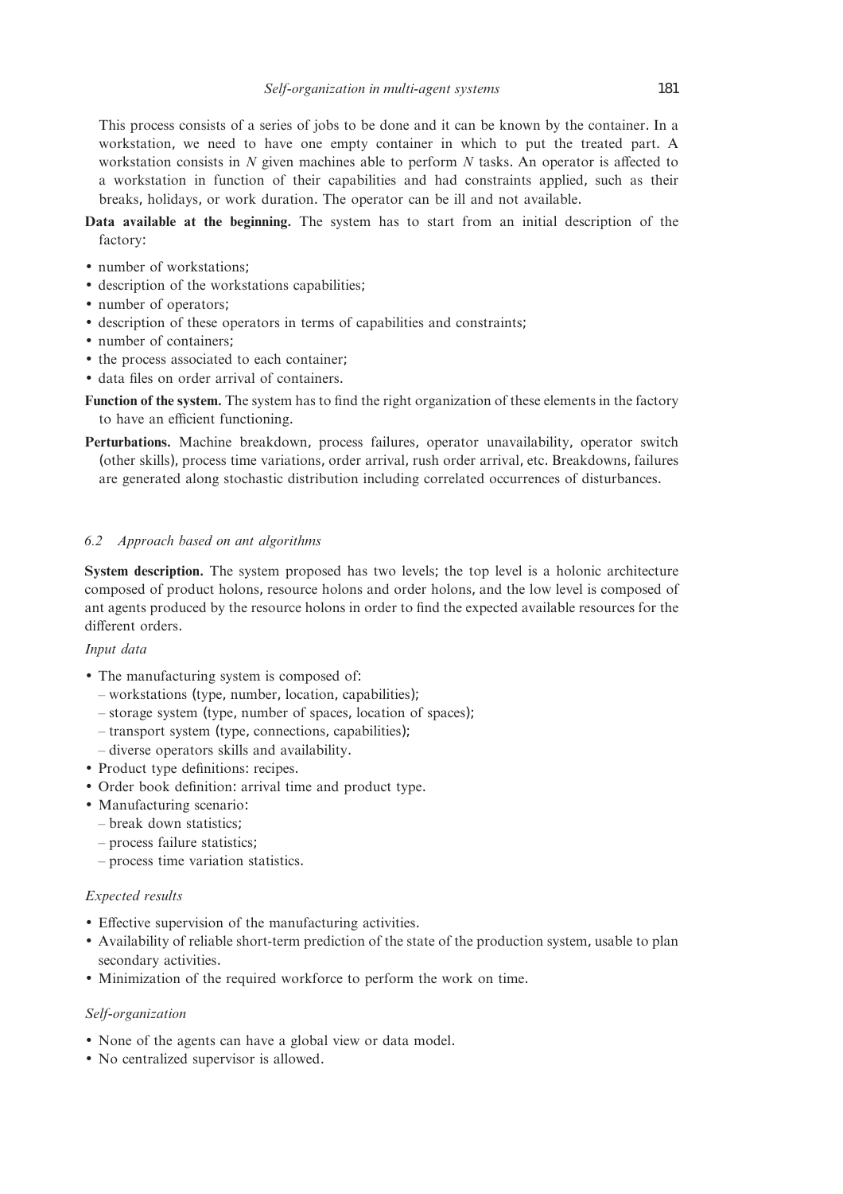This process consists of a series of jobs to be done and it can be known by the container. In a workstation, we need to have one empty container in which to put the treated part. A workstation consists in $N$ given machines able to perform $N$ tasks. An operator is affected to a workstation in function of their capabilities and had constraints applied, such as their breaks, holidays, or work duration. The operator can be ill and not available.

**Data available at the beginning.** The system has to start from an initial description of the factory:

- number of workstations;
- description of the workstations capabilities;
- number of operators;
- description of these operators in terms of capabilities and constraints;
- number of containers;
- the process associated to each container;
- data files on order arrival of containers.

**Function of the system.** The system has to find the right organization of these elements in the factory to have an efficient functioning.

**Perturbations.** Machine breakdown, process failures, operator unavailability, operator switch (other skills), process time variations, order arrival, rush order arrival, etc. Breakdowns, failures are generated along stochastic distribution including correlated occurrences of disturbances.

### *6.2 Approach based on ant algorithms*

**System description.** The system proposed has two levels; the top level is a holonic architecture composed of product holons, resource holons and order holons, and the low level is composed of ant agents produced by the resource holons in order to find the expected available resources for the different orders.

*Input data*

- The manufacturing system is composed of:
  - workstations (type, number, location, capabilities);
  - storage system (type, number of spaces, location of spaces);
  - transport system (type, connections, capabilities);
  - diverse operators skills and availability.
- Product type definitions: recipes.
- Order book definition: arrival time and product type.
- Manufacturing scenario:
  - break down statistics;
  - process failure statistics;
  - process time variation statistics.

*Expected results*

- Effective supervision of the manufacturing activities.
- Availability of reliable short-term prediction of the state of the production system, usable to plan secondary activities.
- Minimization of the required workforce to perform the work on time.

*Self-organization*

- None of the agents can have a global view or data model.
- No centralized supervisor is allowed.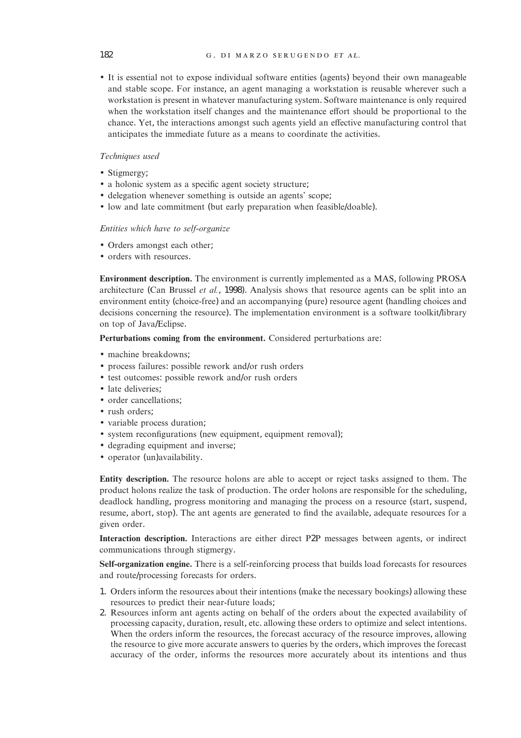- It is essential not to expose individual software entities (agents) beyond their own manageable and stable scope. For instance, an agent managing a workstation is reusable wherever such a workstation is present in whatever manufacturing system. Software maintenance is only required when the workstation itself changes and the maintenance effort should be proportional to the chance. Yet, the interactions amongst such agents yield an effective manufacturing control that anticipates the immediate future as a means to coordinate the activities.

*Techniques used*

- Stigmergy;
- a holonic system as a specific agent society structure;
- delegation whenever something is outside an agents' scope;
- low and late commitment (but early preparation when feasible/doable).

*Entities which have to self-organize*

- Orders amongst each other;
- orders with resources.

**Environment description.** The environment is currently implemented as a MAS, following PROSA architecture (Can Brussel *et al.*, 1998). Analysis shows that resource agents can be split into an environment entity (choice-free) and an accompanying (pure) resource agent (handling choices and decisions concerning the resource). The implementation environment is a software toolkit/library on top of Java/Eclipse.

**Perturbations coming from the environment.** Considered perturbations are:

- machine breakdowns;
- process failures: possible rework and/or rush orders
- test outcomes: possible rework and/or rush orders
- late deliveries;
- order cancellations;
- rush orders;
- variable process duration;
- system reconfigurations (new equipment, equipment removal);
- degrading equipment and inverse;
- operator (un)availability.

**Entity description.** The resource holons are able to accept or reject tasks assigned to them. The product holons realize the task of production. The order holons are responsible for the scheduling, deadlock handling, progress monitoring and managing the process on a resource (start, suspend, resume, abort, stop). The ant agents are generated to find the available, adequate resources for a given order.

**Interaction description.** Interactions are either direct P2P messages between agents, or indirect communications through stigmergy.

**Self-organization engine.** There is a self-reinforcing process that builds load forecasts for resources and route/processing forecasts for orders.

1. Orders inform the resources about their intentions (make the necessary bookings) allowing these resources to predict their near-future loads;
2. Resources inform ant agents acting on behalf of the orders about the expected availability of processing capacity, duration, result, etc. allowing these orders to optimize and select intentions. When the orders inform the resources, the forecast accuracy of the resource improves, allowing the resource to give more accurate answers to queries by the orders, which improves the forecast accuracy of the order, informs the resources more accurately about its intentions and thus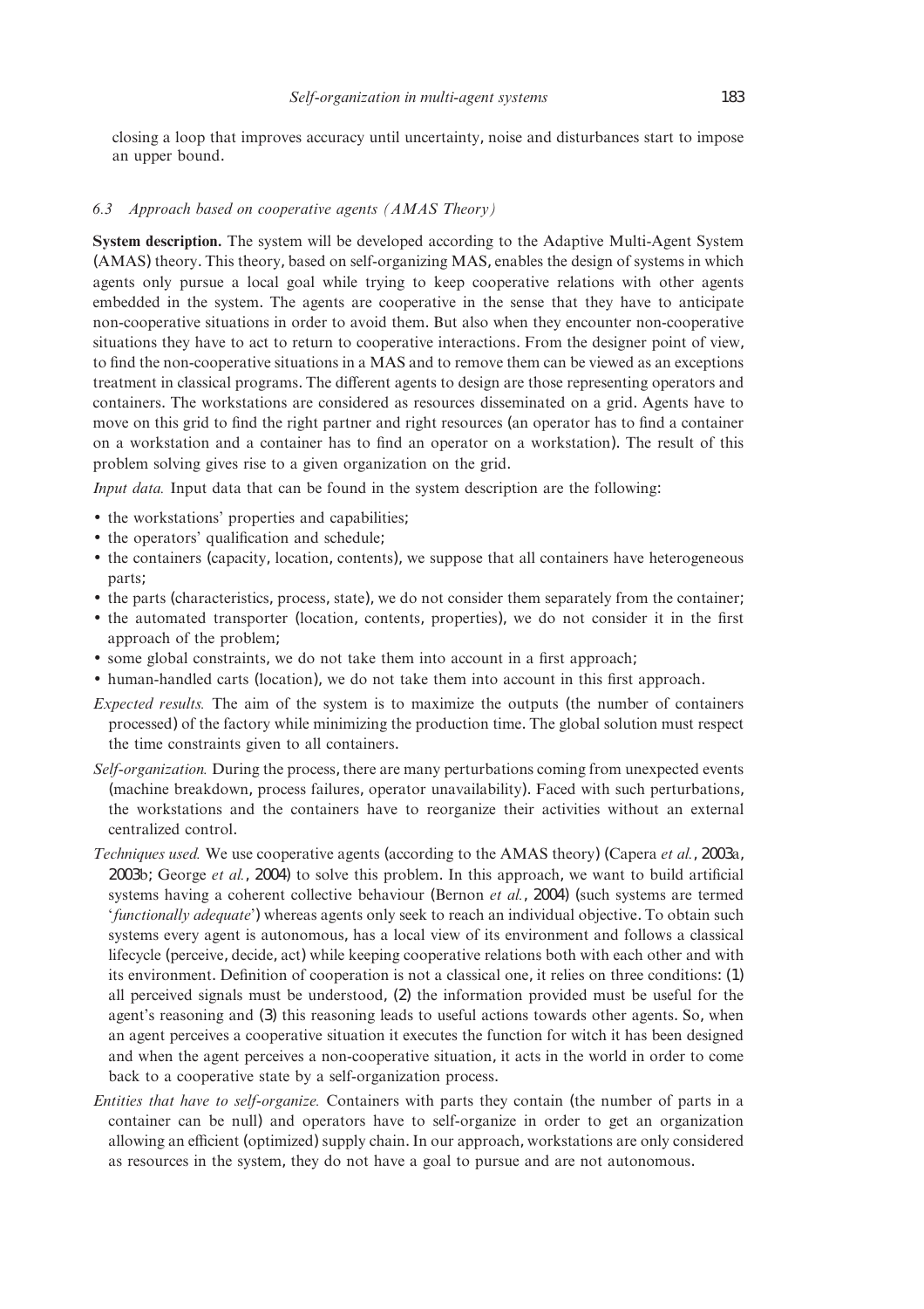closing a loop that improves accuracy until uncertainty, noise and disturbances start to impose an upper bound.

### *6.3 Approach based on cooperative agents (AMAS Theory)*

**System description.** The system will be developed according to the Adaptive Multi-Agent System (AMAS) theory. This theory, based on self-organizing MAS, enables the design of systems in which agents only pursue a local goal while trying to keep cooperative relations with other agents embedded in the system. The agents are cooperative in the sense that they have to anticipate non-cooperative situations in order to avoid them. But also when they encounter non-cooperative situations they have to act to return to cooperative interactions. From the designer point of view, to find the non-cooperative situations in a MAS and to remove them can be viewed as an exceptions treatment in classical programs. The different agents to design are those representing operators and containers. The workstations are considered as resources disseminated on a grid. Agents have to move on this grid to find the right partner and right resources (an operator has to find a container on a workstation and a container has to find an operator on a workstation). The result of this problem solving gives rise to a given organization on the grid.

*Input data.* Input data that can be found in the system description are the following:

- the workstations' properties and capabilities;
- the operators' qualification and schedule;
- the containers (capacity, location, contents), we suppose that all containers have heterogeneous parts;
- the parts (characteristics, process, state), we do not consider them separately from the container;
- the automated transporter (location, contents, properties), we do not consider it in the first approach of the problem;
- some global constraints, we do not take them into account in a first approach;
- human-handled carts (location), we do not take them into account in this first approach.

*Expected results.* The aim of the system is to maximize the outputs (the number of containers processed) of the factory while minimizing the production time. The global solution must respect the time constraints given to all containers.

*Self-organization.* During the process, there are many perturbations coming from unexpected events (machine breakdown, process failures, operator unavailability). Faced with such perturbations, the workstations and the containers have to reorganize their activities without an external centralized control.

*Techniques used.* We use cooperative agents (according to the AMAS theory) (Capera *et al.*, 2003a, 2003b; George *et al.*, 2004) to solve this problem. In this approach, we want to build artificial systems having a coherent collective behaviour (Bernon *et al.*, 2004) (such systems are termed '*functionally adequate*') whereas agents only seek to reach an individual objective. To obtain such systems every agent is autonomous, has a local view of its environment and follows a classical lifecycle (perceive, decide, act) while keeping cooperative relations both with each other and with its environment. Definition of cooperation is not a classical one, it relies on three conditions: (1) all perceived signals must be understood, (2) the information provided must be useful for the agent's reasoning and (3) this reasoning leads to useful actions towards other agents. So, when an agent perceives a cooperative situation it executes the function for witch it has been designed and when the agent perceives a non-cooperative situation, it acts in the world in order to come back to a cooperative state by a self-organization process.

*Entities that have to self-organize.* Containers with parts they contain (the number of parts in a container can be null) and operators have to self-organize in order to get an organization allowing an efficient (optimized) supply chain. In our approach, workstations are only considered as resources in the system, they do not have a goal to pursue and are not autonomous.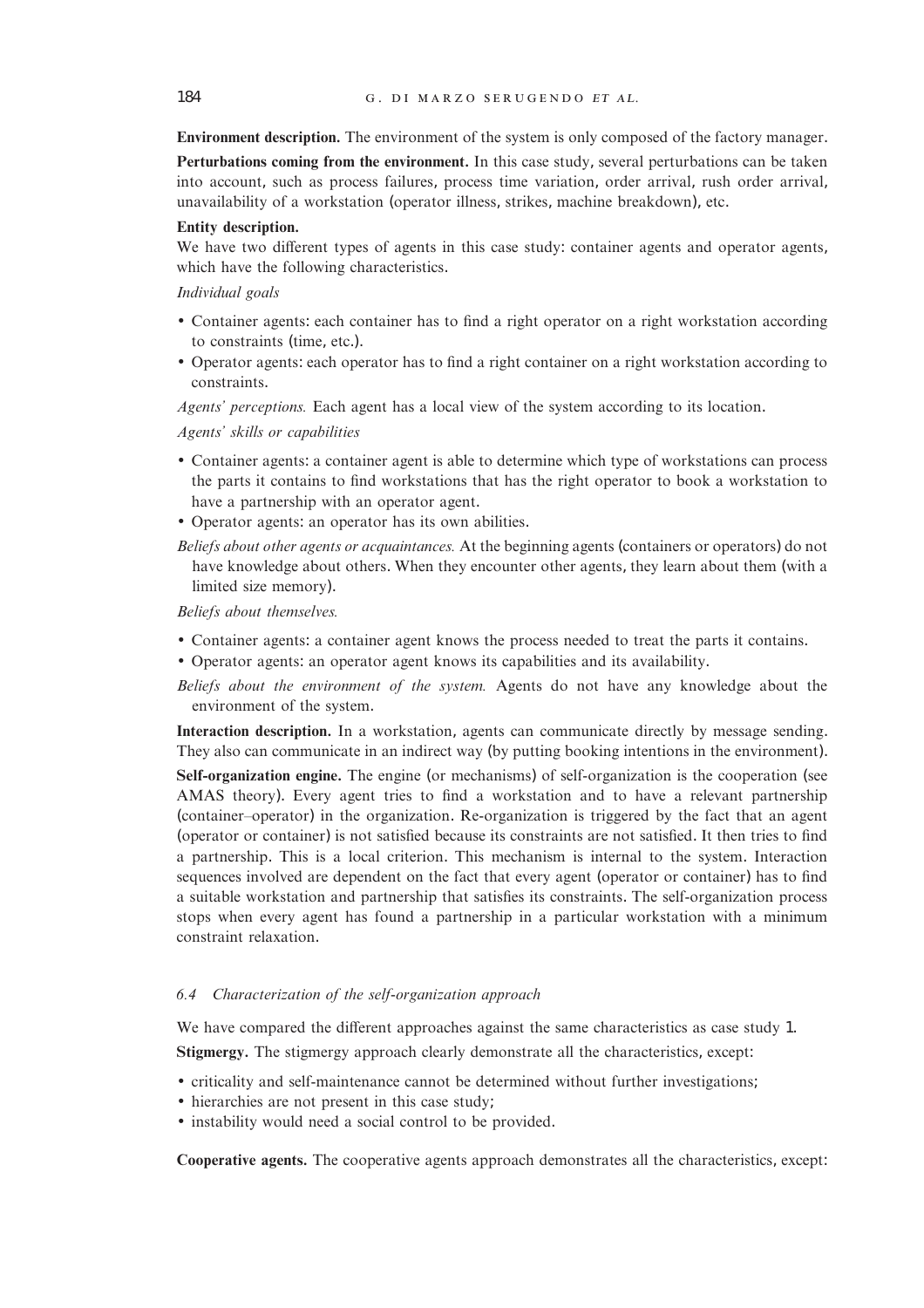**Environment description.** The environment of the system is only composed of the factory manager.

**Perturbations coming from the environment.** In this case study, several perturbations can be taken into account, such as process failures, process time variation, order arrival, rush order arrival, unavailability of a workstation (operator illness, strikes, machine breakdown), etc.

**Entity description.**

We have two different types of agents in this case study: container agents and operator agents, which have the following characteristics.

*Individual goals*

- Container agents: each container has to find a right operator on a right workstation according to constraints (time, etc.).
- Operator agents: each operator has to find a right container on a right workstation according to constraints.

*Agents' perceptions.* Each agent has a local view of the system according to its location.

*Agents' skills or capabilities*

- Container agents: a container agent is able to determine which type of workstations can process the parts it contains to find workstations that has the right operator to book a workstation to have a partnership with an operator agent.
- Operator agents: an operator has its own abilities.

*Beliefs about other agents or acquaintances.* At the beginning agents (containers or operators) do not have knowledge about others. When they encounter other agents, they learn about them (with a limited size memory).

*Beliefs about themselves.*

- Container agents: a container agent knows the process needed to treat the parts it contains.
- Operator agents: an operator agent knows its capabilities and its availability.

*Beliefs about the environment of the system.* Agents do not have any knowledge about the environment of the system.

**Interaction description.** In a workstation, agents can communicate directly by message sending. They also can communicate in an indirect way (by putting booking intentions in the environment).

**Self-organization engine.** The engine (or mechanisms) of self-organization is the cooperation (see AMAS theory). Every agent tries to find a workstation and to have a relevant partnership (container–operator) in the organization. Re-organization is triggered by the fact that an agent (operator or container) is not satisfied because its constraints are not satisfied. It then tries to find a partnership. This is a local criterion. This mechanism is internal to the system. Interaction sequences involved are dependent on the fact that every agent (operator or container) has to find a suitable workstation and partnership that satisfies its constraints. The self-organization process stops when every agent has found a partnership in a particular workstation with a minimum constraint relaxation.

### *6.4 Characterization of the self-organization approach*

We have compared the different approaches against the same characteristics as case study 1.

**Stigmergy.** The stigmergy approach clearly demonstrate all the characteristics, except:

- criticality and self-maintenance cannot be determined without further investigations;
- hierarchies are not present in this case study;
- instability would need a social control to be provided.

**Cooperative agents.** The cooperative agents approach demonstrates all the characteristics, except: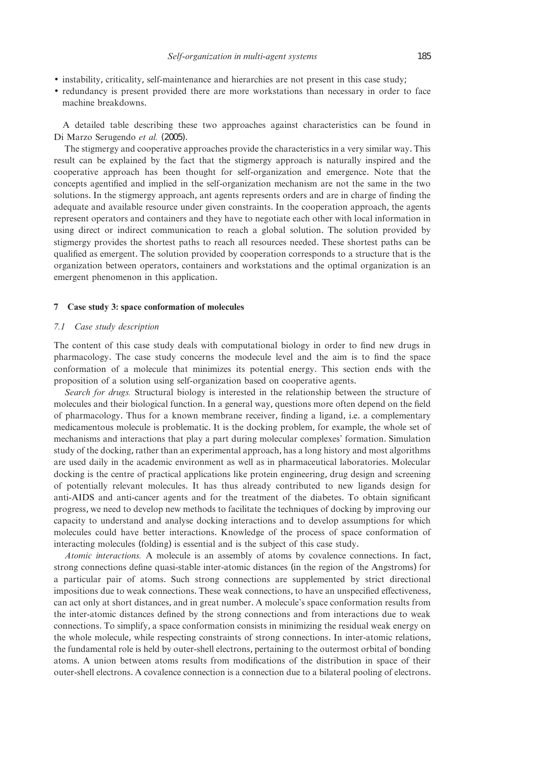- instability, criticality, self-maintenance and hierarchies are not present in this case study;
- redundancy is present provided there are more workstations than necessary in order to face machine breakdowns.

A detailed table describing these two approaches against characteristics can be found in Di Marzo Serugendo *et al.* (2005).

The stigmergy and cooperative approaches provide the characteristics in a very similar way. This result can be explained by the fact that the stigmergy approach is naturally inspired and the cooperative approach has been thought for self-organization and emergence. Note that the concepts agentified and implied in the self-organization mechanism are not the same in the two solutions. In the stigmergy approach, ant agents represents orders and are in charge of finding the adequate and available resource under given constraints. In the cooperation approach, the agents represent operators and containers and they have to negotiate each other with local information in using direct or indirect communication to reach a global solution. The solution provided by stigmergy provides the shortest paths to reach all resources needed. These shortest paths can be qualified as emergent. The solution provided by cooperation corresponds to a structure that is the organization between operators, containers and workstations and the optimal organization is an emergent phenomenon in this application.

## 7 Case study 3: space conformation of molecules

### *7.1 Case study description*

The content of this case study deals with computational biology in order to find new drugs in pharmacology. The case study concerns the modecule level and the aim is to find the space conformation of a molecule that minimizes its potential energy. This section ends with the proposition of a solution using self-organization based on cooperative agents.

*Search for drugs.* Structural biology is interested in the relationship between the structure of molecules and their biological function. In a general way, questions more often depend on the field of pharmacology. Thus for a known membrane receiver, finding a ligand, i.e. a complementary medicamentous molecule is problematic. It is the docking problem, for example, the whole set of mechanisms and interactions that play a part during molecular complexes' formation. Simulation study of the docking, rather than an experimental approach, has a long history and most algorithms are used daily in the academic environment as well as in pharmaceutical laboratories. Molecular docking is the centre of practical applications like protein engineering, drug design and screening of potentially relevant molecules. It has thus already contributed to new ligands design for anti-AIDS and anti-cancer agents and for the treatment of the diabetes. To obtain significant progress, we need to develop new methods to facilitate the techniques of docking by improving our capacity to understand and analyse docking interactions and to develop assumptions for which molecules could have better interactions. Knowledge of the process of space conformation of interacting molecules (folding) is essential and is the subject of this case study.

*Atomic interactions.* A molecule is an assembly of atoms by covalence connections. In fact, strong connections define quasi-stable inter-atomic distances (in the region of the Angstroms) for a particular pair of atoms. Such strong connections are supplemented by strict directional impositions due to weak connections. These weak connections, to have an unspecified effectiveness, can act only at short distances, and in great number. A molecule's space conformation results from the inter-atomic distances defined by the strong connections and from interactions due to weak connections. To simplify, a space conformation consists in minimizing the residual weak energy on the whole molecule, while respecting constraints of strong connections. In inter-atomic relations, the fundamental role is held by outer-shell electrons, pertaining to the outermost orbital of bonding atoms. A union between atoms results from modifications of the distribution in space of their outer-shell electrons. A covalence connection is a connection due to a bilateral pooling of electrons.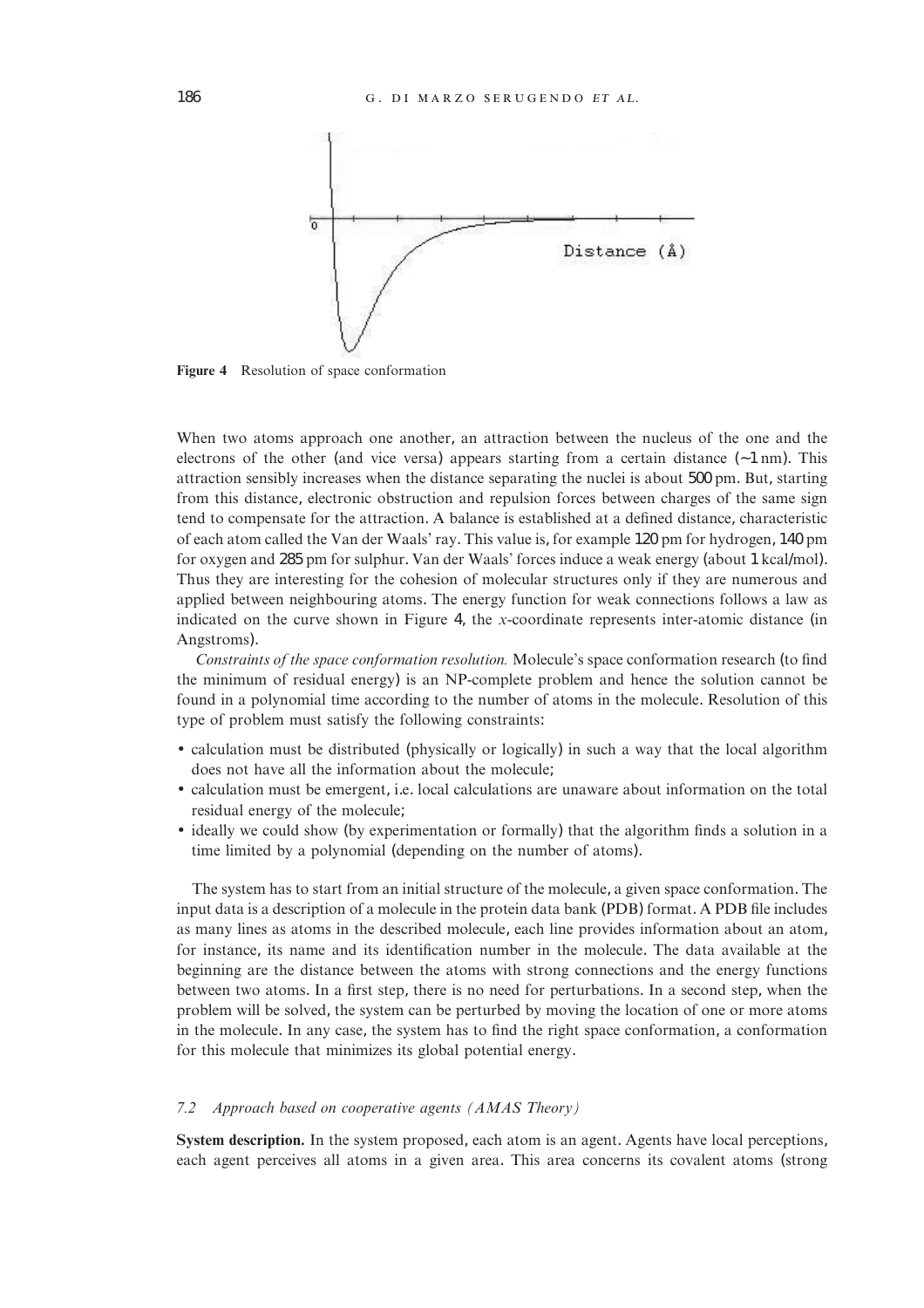0

Distance (Å)

**Figure 4** Resolution of space conformation

When two atoms approach one another, an attraction between the nucleus of the one and the electrons of the other (and vice versa) appears starting from a certain distance (~1 nm). This attraction sensibly increases when the distance separating the nuclei is about 500 pm. But, starting from this distance, electronic obstruction and repulsion forces between charges of the same sign tend to compensate for the attraction. A balance is established at a defined distance, characteristic of each atom called the Van der Waals' ray. This value is, for example 120 pm for hydrogen, 140 pm for oxygen and 285 pm for sulphur. Van der Waals' forces induce a weak energy (about 1 kcal/mol). Thus they are interesting for the cohesion of molecular structures only if they are numerous and applied between neighbouring atoms. The energy function for weak connections follows a law as indicated on the curve shown in Figure 4, the $x$-coordinate represents inter-atomic distance (in Angstroms).

*Constraints of the space conformation resolution.* Molecule's space conformation research (to find the minimum of residual energy) is an NP-complete problem and hence the solution cannot be found in a polynomial time according to the number of atoms in the molecule. Resolution of this type of problem must satisfy the following constraints:

- calculation must be distributed (physically or logically) in such a way that the local algorithm does not have all the information about the molecule;
- calculation must be emergent, i.e. local calculations are unaware about information on the total residual energy of the molecule;
- ideally we could show (by experimentation or formally) that the algorithm finds a solution in a time limited by a polynomial (depending on the number of atoms).

The system has to start from an initial structure of the molecule, a given space conformation. The input data is a description of a molecule in the protein data bank (PDB) format. A PDB file includes as many lines as atoms in the described molecule, each line provides information about an atom, for instance, its name and its identification number in the molecule. The data available at the beginning are the distance between the atoms with strong connections and the energy functions between two atoms. In a first step, there is no need for perturbations. In a second step, when the problem will be solved, the system can be perturbed by moving the location of one or more atoms in the molecule. In any case, the system has to find the right space conformation, a conformation for this molecule that minimizes its global potential energy.

### *7.2 Approach based on cooperative agents (AMAS Theory)*

**System description.** In the system proposed, each atom is an agent. Agents have local perceptions, each agent perceives all atoms in a given area. This area concerns its covalent atoms (strong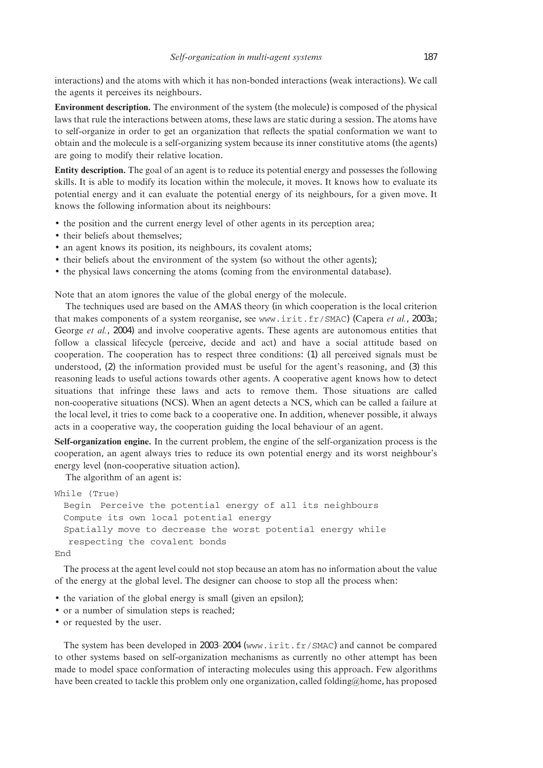interactions) and the atoms with which it has non-bonded interactions (weak interactions). We call the agents it perceives its neighbours.

**Environment description.** The environment of the system (the molecule) is composed of the physical laws that rule the interactions between atoms, these laws are static during a session. The atoms have to self-organize in order to get an organization that reflects the spatial conformation we want to obtain and the molecule is a self-organizing system because its inner constitutive atoms (the agents) are going to modify their relative location.

**Entity description.** The goal of an agent is to reduce its potential energy and possesses the following skills. It is able to modify its location within the molecule, it moves. It knows how to evaluate its potential energy and it can evaluate the potential energy of its neighbours, for a given move. It knows the following information about its neighbours:

- the position and the current energy level of other agents in its perception area;
- their beliefs about themselves;
- an agent knows its position, its neighbours, its covalent atoms;
- their beliefs about the environment of the system (so without the other agents);
- the physical laws concerning the atoms (coming from the environmental database).

Note that an atom ignores the value of the global energy of the molecule.

The techniques used are based on the AMAS theory (in which cooperation is the local criterion that makes components of a system reorganise, see www.irit.fr/SMAC) (Capera *et al.*, 2003a; George *et al.*, 2004) and involve cooperative agents. These agents are autonomous entities that follow a classical lifecycle (perceive, decide and act) and have a social attitude based on cooperation. The cooperation has to respect three conditions: (1) all perceived signals must be understood, (2) the information provided must be useful for the agent's reasoning, and (3) this reasoning leads to useful actions towards other agents. A cooperative agent knows how to detect situations that infringe these laws and acts to remove them. Those situations are called non-cooperative situations (NCS). When an agent detects a NCS, which can be called a failure at the local level, it tries to come back to a cooperative one. In addition, whenever possible, it always acts in a cooperative way, the cooperation guiding the local behaviour of an agent.

**Self-organization engine.** In the current problem, the engine of the self-organization process is the cooperation, an agent always tries to reduce its own potential energy and its worst neighbour's energy level (non-cooperative situation action).

The algorithm of an agent is:

```
While (True)
  Begin  Perceive the potential energy of all its neighbours
  Compute its own local potential energy
  Spatially move to decrease the worst potential energy while
   respecting the covalent bonds
End
```

The process at the agent level could not stop because an atom has no information about the value of the energy at the global level. The designer can choose to stop all the process when:

- the variation of the global energy is small (given an epsilon);
- or a number of simulation steps is reached;
- or requested by the user.

The system has been developed in 2003–2004 (www.irit.fr/SMAC) and cannot be compared to other systems based on self-organization mechanisms as currently no other attempt has been made to model space conformation of interacting molecules using this approach. Few algorithms have been created to tackle this problem only one organization, called folding@home, has proposed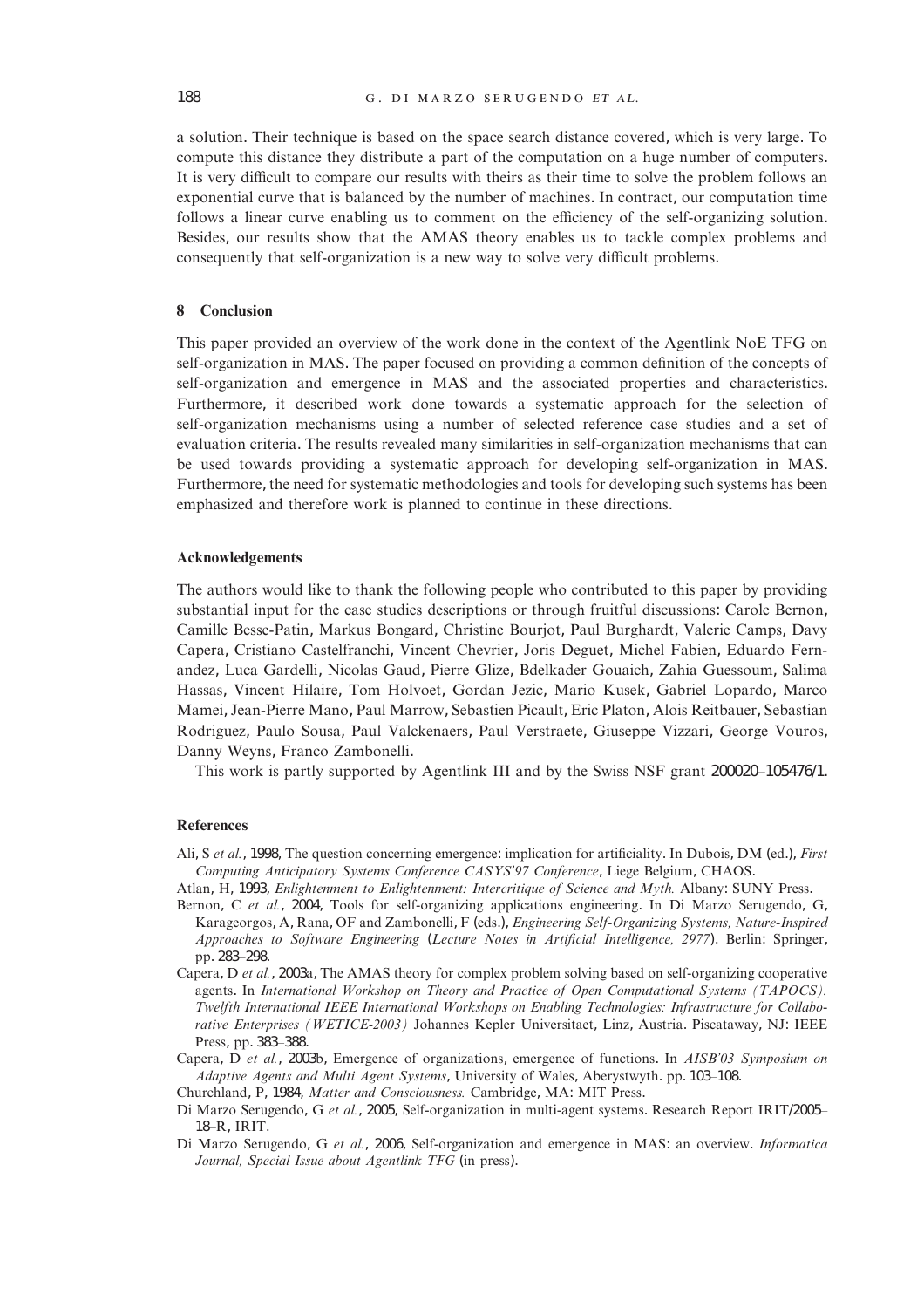a solution. Their technique is based on the space search distance covered, which is very large. To compute this distance they distribute a part of the computation on a huge number of computers. It is very difficult to compare our results with theirs as their time to solve the problem follows an exponential curve that is balanced by the number of machines. In contract, our computation time follows a linear curve enabling us to comment on the efficiency of the self-organizing solution. Besides, our results show that the AMAS theory enables us to tackle complex problems and consequently that self-organization is a new way to solve very difficult problems.

## 8 Conclusion

This paper provided an overview of the work done in the context of the Agentlink NoE TFG on self-organization in MAS. The paper focused on providing a common definition of the concepts of self-organization and emergence in MAS and the associated properties and characteristics. Furthermore, it described work done towards a systematic approach for the selection of self-organization mechanisms using a number of selected reference case studies and a set of evaluation criteria. The results revealed many similarities in self-organization mechanisms that can be used towards providing a systematic approach for developing self-organization in MAS. Furthermore, the need for systematic methodologies and tools for developing such systems has been emphasized and therefore work is planned to continue in these directions.

## Acknowledgements

The authors would like to thank the following people who contributed to this paper by providing substantial input for the case studies descriptions or through fruitful discussions: Carole Bernon, Camille Besse-Patin, Markus Bongard, Christine Bourjot, Paul Burghardt, Valerie Camps, Davy Capera, Cristiano Castelfranchi, Vincent Chevrier, Joris Deguet, Michel Fabien, Eduardo Fernandez, Luca Gardelli, Nicolas Gaud, Pierre Glize, Bdelkader Gouaich, Zahia Guessoum, Salima Hassas, Vincent Hilaire, Tom Holvoet, Gordan Jezic, Mario Kusek, Gabriel Lopardo, Marco Mamei, Jean-Pierre Mano, Paul Marrow, Sebastien Picault, Eric Platon, Alois Reitbauer, Sebastian Rodriguez, Paulo Sousa, Paul Valckenaers, Paul Verstraete, Giuseppe Vizzari, George Vouros, Danny Weyns, Franco Zambonelli.

This work is partly supported by Agentlink III and by the Swiss NSF grant 200020–105476/1.

## References

Ali, S *et al.*, 1998, The question concerning emergence: implication for artificiality. In Dubois, DM (ed.), *First Computing Anticipatory Systems Conference CASYS'97 Conference*, Liege Belgium, CHAOS.

Atlan, H, 1993, *Enlightenment to Enlightenment: Intercritique of Science and Myth.* Albany: SUNY Press.

Bernon, C *et al.*, 2004, Tools for self-organizing applications engineering. In Di Marzo Serugendo, G, Karageorgos, A, Rana, OF and Zambonelli, F (eds.), *Engineering Self-Organizing Systems, Nature-Inspired Approaches to Software Engineering* (*Lecture Notes in Artificial Intelligence, 2977*). Berlin: Springer, pp. 283–298.

Capera, D *et al.*, 2003a, The AMAS theory for complex problem solving based on self-organizing cooperative agents. In *International Workshop on Theory and Practice of Open Computational Systems (TAPOCS). Twelfth International IEEE International Workshops on Enabling Technologies: Infrastructure for Collaborative Enterprises (WETICE-2003)* Johannes Kepler Universitaet, Linz, Austria. Piscataway, NJ: IEEE Press, pp. 383–388.

Capera, D *et al.*, 2003b, Emergence of organizations, emergence of functions. In *AISB'03 Symposium on Adaptive Agents and Multi Agent Systems*, University of Wales, Aberystwyth. pp. 103–108.

Churchland, P, 1984, *Matter and Consciousness.* Cambridge, MA: MIT Press.

Di Marzo Serugendo, G *et al.*, 2005, Self-organization in multi-agent systems. Research Report IRIT/2005–18–R, IRIT.

Di Marzo Serugendo, G *et al.*, 2006, Self-organization and emergence in MAS: an overview. *Informatica Journal, Special Issue about Agentlink TFG* (in press).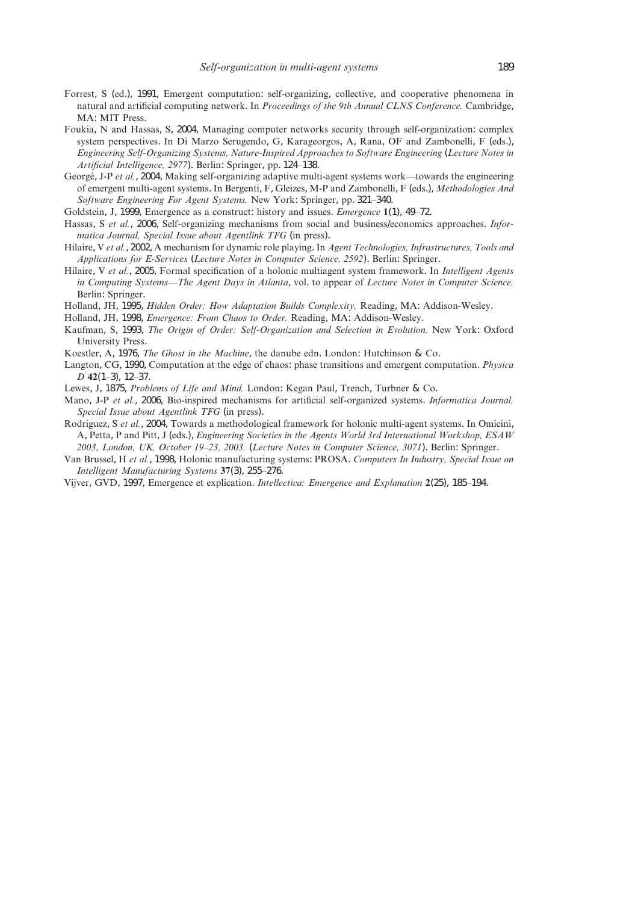Forrest, S (ed.), 1991, Emergent computation: self-organizing, collective, and cooperative phenomena in natural and artificial computing network. In *Proceedings of the 9th Annual CLNS Conference.* Cambridge, MA: MIT Press.

Foukia, N and Hassas, S, 2004, Managing computer networks security through self-organization: complex system perspectives. In Di Marzo Serugendo, G, Karageorgos, A, Rana, OF and Zambonelli, F (eds.), *Engineering Self-Organizing Systems, Nature-Inspired Approaches to Software Engineering* (*Lecture Notes in Artificial Intelligence, 2977*). Berlin: Springer, pp. 124–138.

Georgé, J-P *et al.*, 2004, Making self-organizing adaptive multi-agent systems work—towards the engineering of emergent multi-agent systems. In Bergenti, F, Gleizes, M-P and Zambonelli, F (eds.), *Methodologies And Software Engineering For Agent Systems.* New York: Springer, pp. 321–340.

Goldstein, J, 1999, Emergence as a construct: history and issues. *Emergence* **1**(1), 49–72.

Hassas, S *et al.*, 2006, Self-organizing mechanisms from social and business/economics approaches. *Informatica Journal, Special Issue about Agentlink TFG* (in press).

Hilaire, V *et al.*, 2002, A mechanism for dynamic role playing. In *Agent Technologies, Infrastructures, Tools and Applications for E-Services* (*Lecture Notes in Computer Science, 2592*). Berlin: Springer.

Hilaire, V *et al.*, 2005, Formal specification of a holonic multiagent system framework. In *Intelligent Agents in Computing Systems—The Agent Days in Atlanta*, vol. to appear of *Lecture Notes in Computer Science.* Berlin: Springer.

Holland, JH, 1995, *Hidden Order: How Adaptation Builds Complexity.* Reading, MA: Addison-Wesley.

Holland, JH, 1998, *Emergence: From Chaos to Order.* Reading, MA: Addison-Wesley.

Kaufman, S, 1993, *The Origin of Order: Self-Organization and Selection in Evolution.* New York: Oxford University Press.

Koestler, A, 1976, *The Ghost in the Machine*, the danube edn. London: Hutchinson & Co.

Langton, CG, 1990, Computation at the edge of chaos: phase transitions and emergent computation. *Physica D* **42**(1–3), 12–37.

Lewes, J, 1875, *Problems of Life and Mind.* London: Kegan Paul, Trench, Turbner & Co.

Mano, J-P *et al.*, 2006, Bio-inspired mechanisms for artificial self-organized systems. *Informatica Journal, Special Issue about Agentlink TFG* (in press).

Rodriguez, S *et al.*, 2004, Towards a methodological framework for holonic multi-agent systems. In Omicini, A, Petta, P and Pitt, J (eds.), *Engineering Societies in the Agents World 3rd International Workshop, ESAW 2003, London, UK, October 19–23, 2003.* (*Lecture Notes in Computer Science, 3071*). Berlin: Springer.

Van Brussel, H *et al.*, 1998, Holonic manufacturing systems: PROSA. *Computers In Industry, Special Issue on Intelligent Manufacturing Systems* **37**(3), 255–276.

Vijver, GVD, 1997, Emergence et explication. *Intellectica: Emergence and Explanation* **2**(25), 185–194.